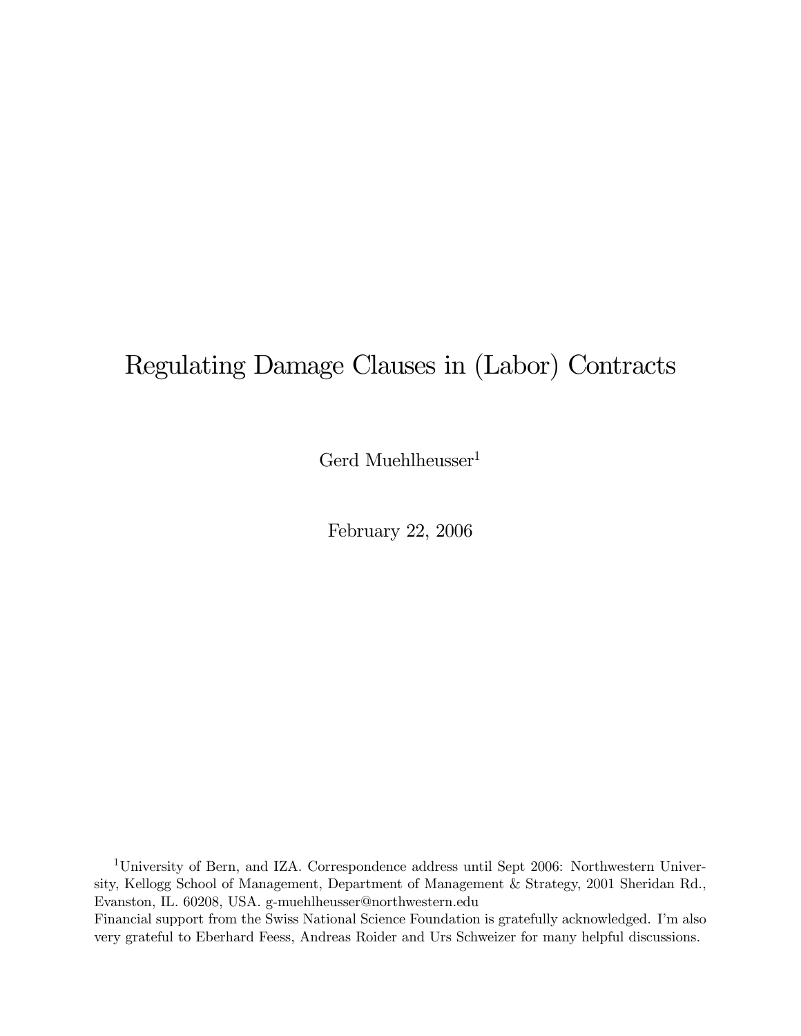# Regulating Damage Clauses in (Labor) Contracts

Gerd Muehlheusser[1]

February 22, 2006

[1]University of Bern, and IZA. Correspondence address until Sept 2006: Northwestern University, Kellogg School of Management, Department of Management & Strategy, 2001 Sheridan Rd., Evanston, IL. 60208, USA. g-muehlheusser@northwestern.edu

Financial support from the Swiss National Science Foundation is gratefully acknowledged. I'm also very grateful to Eberhard Feess, Andreas Roider and Urs Schweizer for many helpful discussions.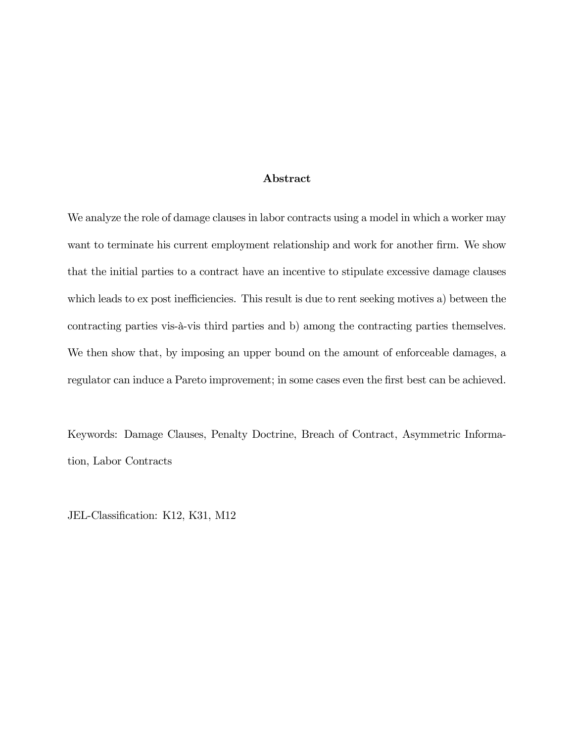## Abstract

We analyze the role of damage clauses in labor contracts using a model in which a worker may want to terminate his current employment relationship and work for another firm. We show that the initial parties to a contract have an incentive to stipulate excessive damage clauses which leads to ex post inefficiencies. This result is due to rent seeking motives a) between the contracting parties vis-à-vis third parties and b) among the contracting parties themselves. We then show that, by imposing an upper bound on the amount of enforceable damages, a regulator can induce a Pareto improvement; in some cases even the first best can be achieved.

Keywords: Damage Clauses, Penalty Doctrine, Breach of Contract, Asymmetric Information, Labor Contracts

JEL-Classification: K12, K31, M12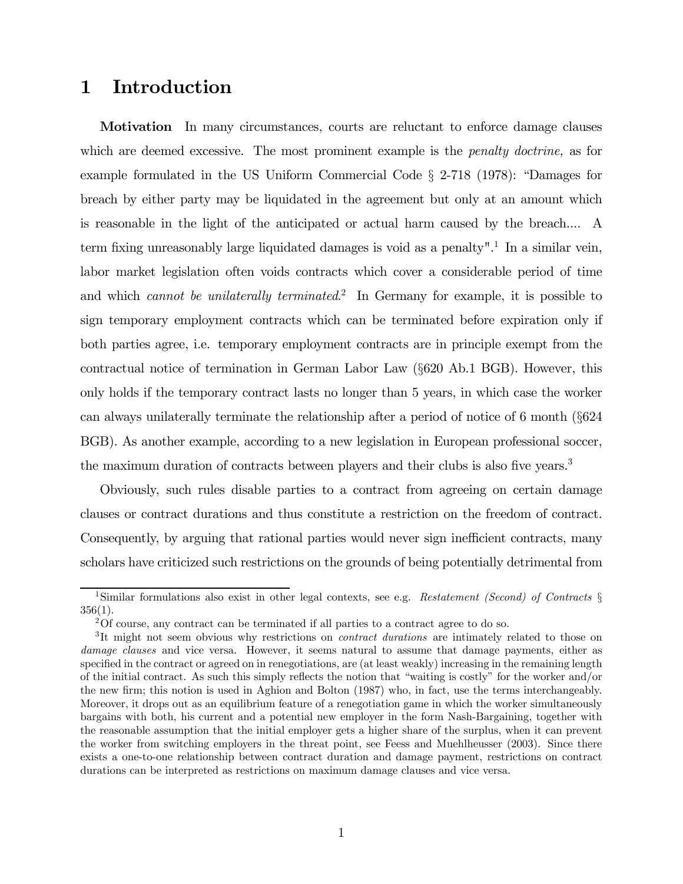# 1 Introduction

**Motivation** In many circumstances, courts are reluctant to enforce damage clauses which are deemed excessive. The most prominent example is the *penalty doctrine,* as for example formulated in the US Uniform Commercial Code § 2-718 (1978): "Damages for breach by either party may be liquidated in the agreement but only at an amount which is reasonable in the light of the anticipated or actual harm caused by the breach.... A term fixing unreasonably large liquidated damages is void as a penalty".[1] In a similar vein, labor market legislation often voids contracts which cover a considerable period of time and which *cannot be unilaterally terminated*.[2] In Germany for example, it is possible to sign temporary employment contracts which can be terminated before expiration only if both parties agree, i.e. temporary employment contracts are in principle exempt from the contractual notice of termination in German Labor Law (§620 Ab.1 BGB). However, this only holds if the temporary contract lasts no longer than 5 years, in which case the worker can always unilaterally terminate the relationship after a period of notice of 6 month (§624 BGB). As another example, according to a new legislation in European professional soccer, the maximum duration of contracts between players and their clubs is also five years.[3]

Obviously, such rules disable parties to a contract from agreeing on certain damage clauses or contract durations and thus constitute a restriction on the freedom of contract. Consequently, by arguing that rational parties would never sign inefficient contracts, many scholars have criticized such restrictions on the grounds of being potentially detrimental from

---

[1] Similar formulations also exist in other legal contexts, see e.g. *Restatement (Second) of Contracts* § 356(1).

[2] Of course, any contract can be terminated if all parties to a contract agree to do so.

[3] It might not seem obvious why restrictions on *contract durations* are intimately related to those on *damage clauses* and vice versa. However, it seems natural to assume that damage payments, either as specified in the contract or agreed on in renegotiations, are (at least weakly) increasing in the remaining length of the initial contract. As such this simply reflects the notion that "waiting is costly" for the worker and/or the new firm; this notion is used in Aghion and Bolton (1987) who, in fact, use the terms interchangeably. Moreover, it drops out as an equilibrium feature of a renegotiation game in which the worker simultaneously bargains with both, his current and a potential new employer in the form Nash-Bargaining, together with the reasonable assumption that the initial employer gets a higher share of the surplus, when it can prevent the worker from switching employers in the threat point, see Feess and Muehlheusser (2003). Since there exists a one-to-one relationship between contract duration and damage payment, restrictions on contract durations can be interpreted as restrictions on maximum damage clauses and vice versa.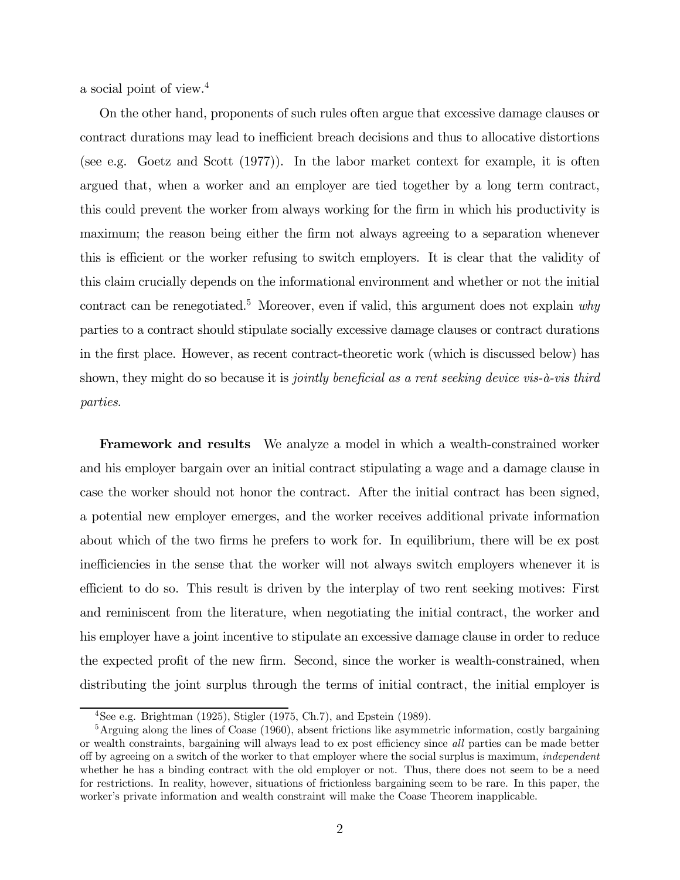a social point of view.[4]

On the other hand, proponents of such rules often argue that excessive damage clauses or contract durations may lead to inefficient breach decisions and thus to allocative distortions (see e.g. Goetz and Scott (1977)). In the labor market context for example, it is often argued that, when a worker and an employer are tied together by a long term contract, this could prevent the worker from always working for the firm in which his productivity is maximum; the reason being either the firm not always agreeing to a separation whenever this is efficient or the worker refusing to switch employers. It is clear that the validity of this claim crucially depends on the informational environment and whether or not the initial contract can be renegotiated.[5] Moreover, even if valid, this argument does not explain *why* parties to a contract should stipulate socially excessive damage clauses or contract durations in the first place. However, as recent contract-theoretic work (which is discussed below) has shown, they might do so because it is *jointly beneficial as a rent seeking device vis-à-vis third parties*.

**Framework and results** We analyze a model in which a wealth-constrained worker and his employer bargain over an initial contract stipulating a wage and a damage clause in case the worker should not honor the contract. After the initial contract has been signed, a potential new employer emerges, and the worker receives additional private information about which of the two firms he prefers to work for. In equilibrium, there will be ex post inefficiencies in the sense that the worker will not always switch employers whenever it is efficient to do so. This result is driven by the interplay of two rent seeking motives: First and reminiscent from the literature, when negotiating the initial contract, the worker and his employer have a joint incentive to stipulate an excessive damage clause in order to reduce the expected profit of the new firm. Second, since the worker is wealth-constrained, when distributing the joint surplus through the terms of initial contract, the initial employer is

[4] See e.g. Brightman (1925), Stigler (1975, Ch.7), and Epstein (1989).

[5] Arguing along the lines of Coase (1960), absent frictions like asymmetric information, costly bargaining or wealth constraints, bargaining will always lead to ex post efficiency since *all* parties can be made better off by agreeing on a switch of the worker to that employer where the social surplus is maximum, *independent* whether he has a binding contract with the old employer or not. Thus, there does not seem to be a need for restrictions. In reality, however, situations of frictionless bargaining seem to be rare. In this paper, the worker's private information and wealth constraint will make the Coase Theorem inapplicable.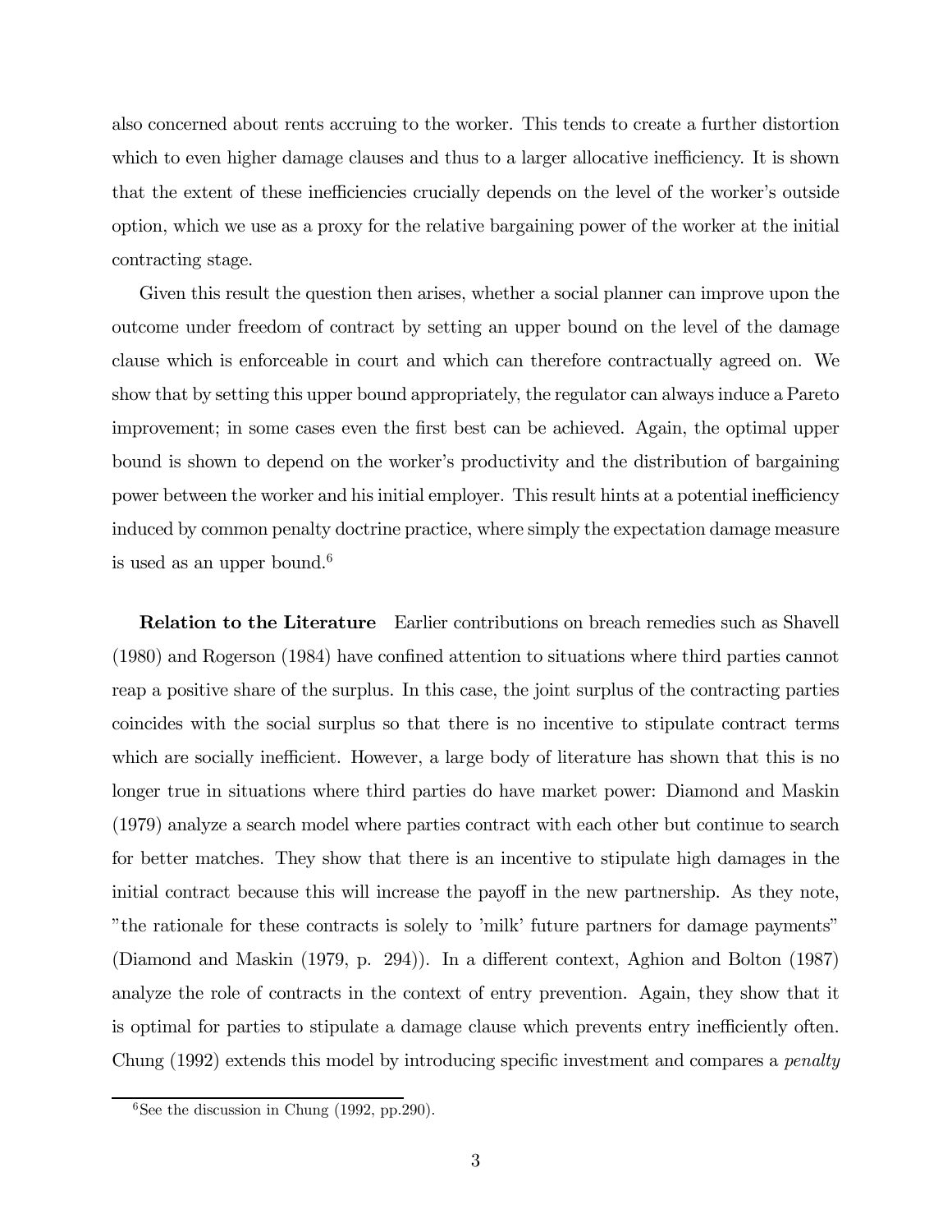also concerned about rents accruing to the worker. This tends to create a further distortion which to even higher damage clauses and thus to a larger allocative inefficiency. It is shown that the extent of these inefficiencies crucially depends on the level of the worker's outside option, which we use as a proxy for the relative bargaining power of the worker at the initial contracting stage.

Given this result the question then arises, whether a social planner can improve upon the outcome under freedom of contract by setting an upper bound on the level of the damage clause which is enforceable in court and which can therefore contractually agreed on. We show that by setting this upper bound appropriately, the regulator can always induce a Pareto improvement; in some cases even the first best can be achieved. Again, the optimal upper bound is shown to depend on the worker's productivity and the distribution of bargaining power between the worker and his initial employer. This result hints at a potential inefficiency induced by common penalty doctrine practice, where simply the expectation damage measure is used as an upper bound.[6]

**Relation to the Literature** Earlier contributions on breach remedies such as Shavell (1980) and Rogerson (1984) have confined attention to situations where third parties cannot reap a positive share of the surplus. In this case, the joint surplus of the contracting parties coincides with the social surplus so that there is no incentive to stipulate contract terms which are socially inefficient. However, a large body of literature has shown that this is no longer true in situations where third parties do have market power: Diamond and Maskin (1979) analyze a search model where parties contract with each other but continue to search for better matches. They show that there is an incentive to stipulate high damages in the initial contract because this will increase the payoff in the new partnership. As they note, "the rationale for these contracts is solely to 'milk' future partners for damage payments" (Diamond and Maskin (1979, p. 294)). In a different context, Aghion and Bolton (1987) analyze the role of contracts in the context of entry prevention. Again, they show that it is optimal for parties to stipulate a damage clause which prevents entry inefficiently often. Chung (1992) extends this model by introducing specific investment and compares a *penalty*

[6] See the discussion in Chung (1992, pp.290).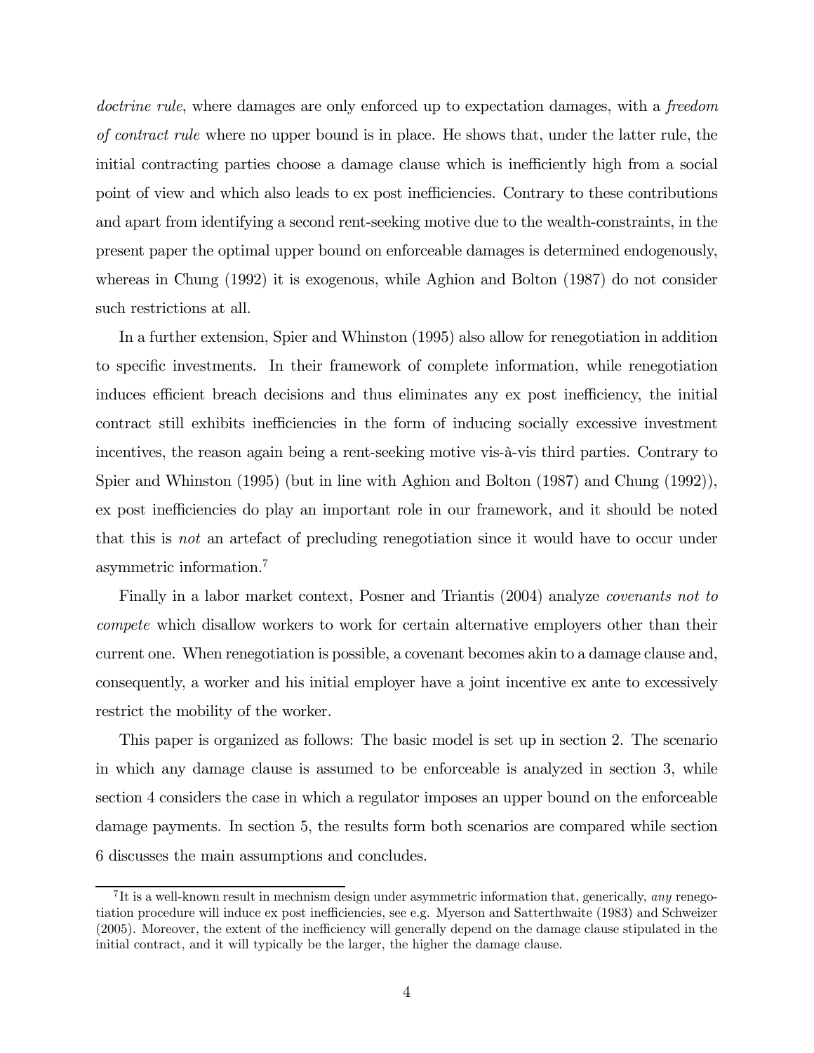*doctrine rule*, where damages are only enforced up to expectation damages, with a *freedom of contract rule* where no upper bound is in place. He shows that, under the latter rule, the initial contracting parties choose a damage clause which is inefficiently high from a social point of view and which also leads to ex post inefficiencies. Contrary to these contributions and apart from identifying a second rent-seeking motive due to the wealth-constraints, in the present paper the optimal upper bound on enforceable damages is determined endogenously, whereas in Chung (1992) it is exogenous, while Aghion and Bolton (1987) do not consider such restrictions at all.

In a further extension, Spier and Whinston (1995) also allow for renegotiation in addition to specific investments. In their framework of complete information, while renegotiation induces efficient breach decisions and thus eliminates any ex post inefficiency, the initial contract still exhibits inefficiencies in the form of inducing socially excessive investment incentives, the reason again being a rent-seeking motive vis-à-vis third parties. Contrary to Spier and Whinston (1995) (but in line with Aghion and Bolton (1987) and Chung (1992)), ex post inefficiencies do play an important role in our framework, and it should be noted that this is *not* an artefact of precluding renegotiation since it would have to occur under asymmetric information.[7]

Finally in a labor market context, Posner and Triantis (2004) analyze *covenants not to compete* which disallow workers to work for certain alternative employers other than their current one. When renegotiation is possible, a covenant becomes akin to a damage clause and, consequently, a worker and his initial employer have a joint incentive ex ante to excessively restrict the mobility of the worker.

This paper is organized as follows: The basic model is set up in section 2. The scenario in which any damage clause is assumed to be enforceable is analyzed in section 3, while section 4 considers the case in which a regulator imposes an upper bound on the enforceable damage payments. In section 5, the results form both scenarios are compared while section 6 discusses the main assumptions and concludes.

[7] It is a well-known result in mechnism design under asymmetric information that, generically, *any* renegotiation procedure will induce ex post inefficiencies, see e.g. Myerson and Satterthwaite (1983) and Schweizer (2005). Moreover, the extent of the inefficiency will generally depend on the damage clause stipulated in the initial contract, and it will typically be the larger, the higher the damage clause.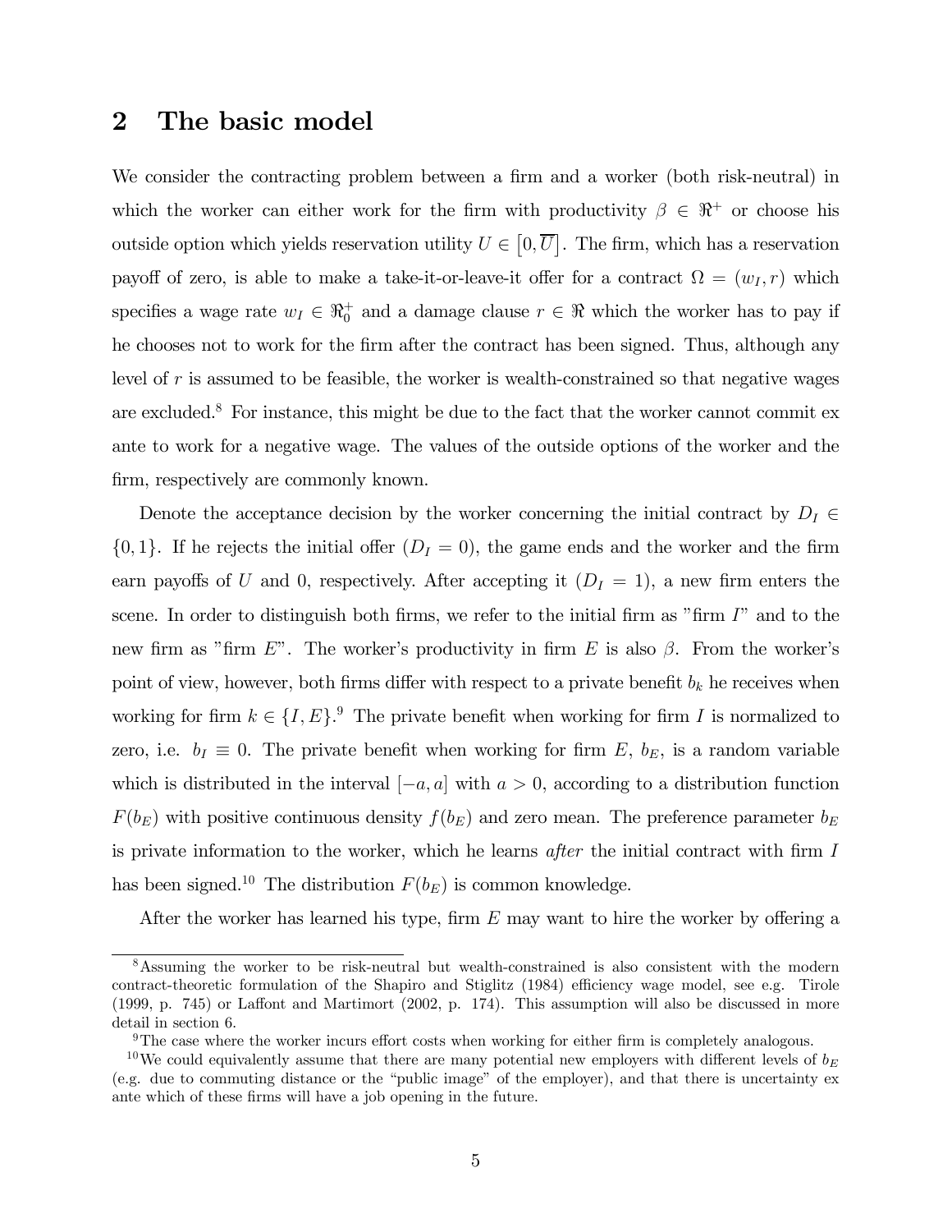## 2 The basic model

We consider the contracting problem between a firm and a worker (both risk-neutral) in which the worker can either work for the firm with productivity $\beta \in \Re^{+}$ or choose his outside option which yields reservation utility $U \in \left[0, \overline{U}\right]$. The firm, which has a reservation payoff of zero, is able to make a take-it-or-leave-it offer for a contract $\Omega = (w_I, r)$ which specifies a wage rate $w_I \in \Re_0^{+}$ and a damage clause $r \in \Re$ which the worker has to pay if he chooses not to work for the firm after the contract has been signed. Thus, although any level of $r$ is assumed to be feasible, the worker is wealth-constrained so that negative wages are excluded.[8] For instance, this might be due to the fact that the worker cannot commit ex ante to work for a negative wage. The values of the outside options of the worker and the firm, respectively are commonly known.

Denote the acceptance decision by the worker concerning the initial contract by $D_I \in \{0, 1\}$. If he rejects the initial offer ($D_I = 0$), the game ends and the worker and the firm earn payoffs of $U$ and 0, respectively. After accepting it ($D_I = 1$), a new firm enters the scene. In order to distinguish both firms, we refer to the initial firm as "firm $I$" and to the new firm as "firm $E$". The worker's productivity in firm $E$ is also $\beta$. From the worker's point of view, however, both firms differ with respect to a private benefit $b_k$ he receives when working for firm $k \in \{I, E\}$.[9] The private benefit when working for firm $I$ is normalized to zero, i.e. $b_I \equiv 0$. The private benefit when working for firm $E$, $b_E$, is a random variable which is distributed in the interval $[-a, a]$ with $a > 0$, according to a distribution function $F(b_E)$ with positive continuous density $f(b_E)$ and zero mean. The preference parameter $b_E$ is private information to the worker, which he learns *after* the initial contract with firm $I$ has been signed.[10] The distribution $F(b_E)$ is common knowledge.

After the worker has learned his type, firm $E$ may want to hire the worker by offering a

---

[8] Assuming the worker to be risk-neutral but wealth-constrained is also consistent with the modern contract-theoretic formulation of the Shapiro and Stiglitz (1984) efficiency wage model, see e.g. Tirole (1999, p. 745) or Laffont and Martimort (2002, p. 174). This assumption will also be discussed in more detail in section 6.

[9] The case where the worker incurs effort costs when working for either firm is completely analogous.

[10] We could equivalently assume that there are many potential new employers with different levels of $b_E$ (e.g. due to commuting distance or the "public image" of the employer), and that there is uncertainty ex ante which of these firms will have a job opening in the future.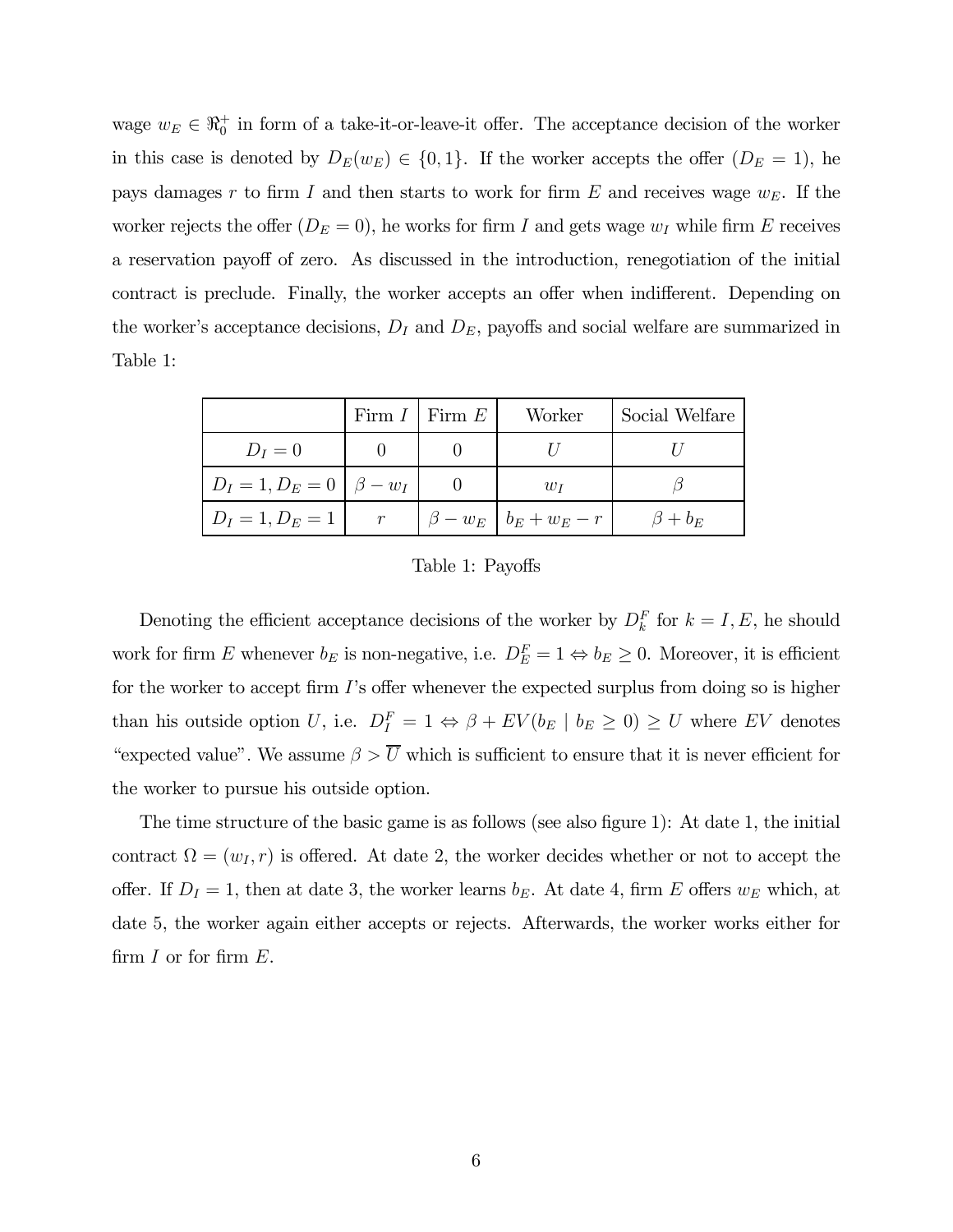wage $w_E \in \Re_0^+$ in form of a take-it-or-leave-it offer. The acceptance decision of the worker in this case is denoted by $D_E(w_E) \in \{0, 1\}$. If the worker accepts the offer ($D_E = 1$), he pays damages $r$ to firm $I$ and then starts to work for firm $E$ and receives wage $w_E$. If the worker rejects the offer ($D_E = 0$), he works for firm $I$ and gets wage $w_I$ while firm $E$ receives a reservation payoff of zero. As discussed in the introduction, renegotiation of the initial contract is preclude. Finally, the worker accepts an offer when indifferent. Depending on the worker's acceptance decisions, $D_I$ and $D_E$, payoffs and social welfare are summarized in Table 1:

| | Firm $I$ | Firm $E$ | Worker | Social Welfare |
|---|---|---|---|---|
| $D_I = 0$ | $0$ | $0$ | $U$ | $U$ |
| $D_I = 1, D_E = 0$ | $\beta - w_I$ | $0$ | $w_I$ | $\beta$ |
| $D_I = 1, D_E = 1$ | $r$ | $\beta - w_E$ | $b_E + w_E - r$ | $\beta + b_E$ |

Table 1: Payoffs

Denoting the efficient acceptance decisions of the worker by $D_k^F$ for $k = I, E$, he should work for firm $E$ whenever $b_E$ is non-negative, i.e. $D_E^F = 1 \Leftrightarrow b_E \geq 0$. Moreover, it is efficient for the worker to accept firm $I$'s offer whenever the expected surplus from doing so is higher than his outside option $U$, i.e. $D_I^F = 1 \Leftrightarrow \beta + EV(b_E \mid b_E \geq 0) \geq U$ where $EV$ denotes "expected value". We assume $\beta > \overline{U}$ which is sufficient to ensure that it is never efficient for the worker to pursue his outside option.

The time structure of the basic game is as follows (see also figure 1): At date 1, the initial contract $\Omega = (w_I, r)$ is offered. At date 2, the worker decides whether or not to accept the offer. If $D_I = 1$, then at date 3, the worker learns $b_E$. At date 4, firm $E$ offers $w_E$ which, at date 5, the worker again either accepts or rejects. Afterwards, the worker works either for firm $I$ or for firm $E$.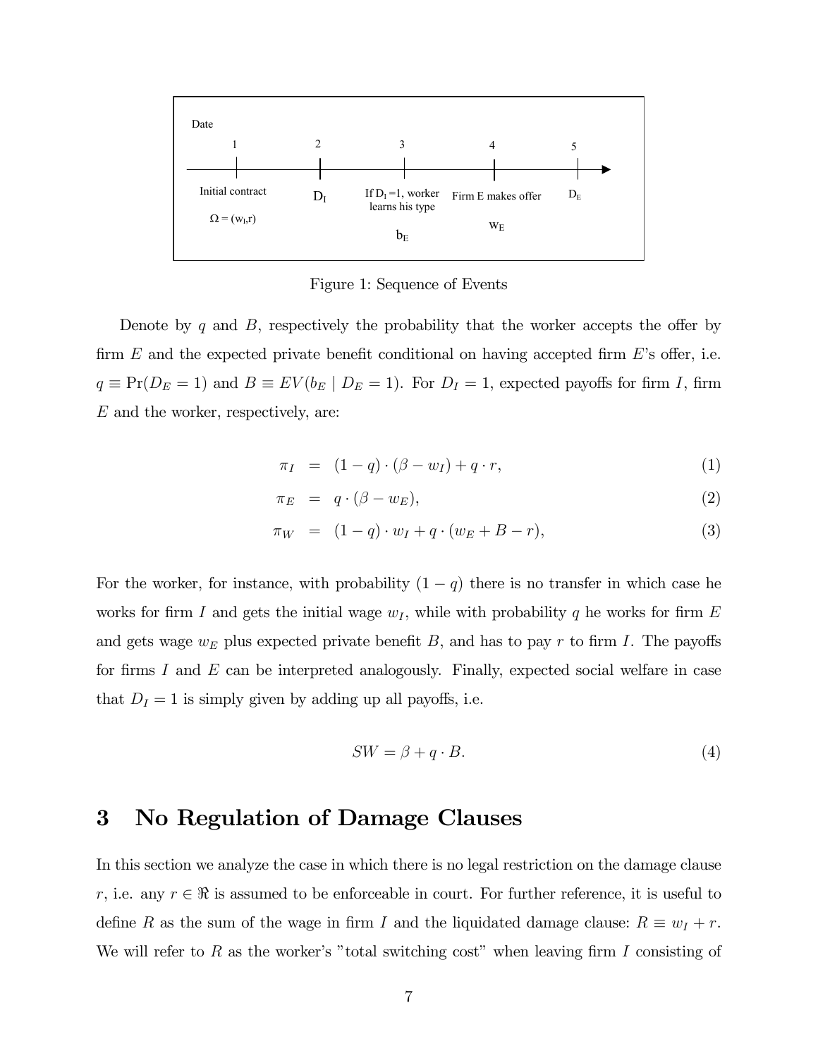| Date | | | | |
| --- | --- | --- | --- | --- |
| 1 | 2 | 3 | 4 | 5 |
| Initial contract $\Omega = (w_I, r)$ | $D_I$ | If $D_I = 1$, worker learns his type $b_E$ | Firm E makes offer $w_E$ | $D_E$ |

Figure 1: Sequence of Events

Denote by $q$ and $B$, respectively the probability that the worker accepts the offer by firm $E$ and the expected private benefit conditional on having accepted firm $E$'s offer, i.e. $q \equiv \Pr(D_E = 1)$ and $B \equiv EV(b_E \mid D_E = 1)$. For $D_I = 1$, expected payoffs for firm $I$, firm $E$ and the worker, respectively, are:

$$\pi_I = (1 - q) \cdot (\beta - w_I) + q \cdot r, \tag{1}$$

$$\pi_E = q \cdot (\beta - w_E), \tag{2}$$

$$\pi_W = (1 - q) \cdot w_I + q \cdot (w_E + B - r), \tag{3}$$

For the worker, for instance, with probability $(1 - q)$ there is no transfer in which case he works for firm $I$ and gets the initial wage $w_I$, while with probability $q$ he works for firm $E$ and gets wage $w_E$ plus expected private benefit $B$, and has to pay $r$ to firm $I$. The payoffs for firms $I$ and $E$ can be interpreted analogously. Finally, expected social welfare in case that $D_I = 1$ is simply given by adding up all payoffs, i.e.

$$SW = \beta + q \cdot B. \tag{4}$$

# 3 No Regulation of Damage Clauses

In this section we analyze the case in which there is no legal restriction on the damage clause $r$, i.e. any $r \in \Re$ is assumed to be enforceable in court. For further reference, it is useful to define $R$ as the sum of the wage in firm $I$ and the liquidated damage clause: $R \equiv w_I + r$. We will refer to $R$ as the worker's "total switching cost" when leaving firm $I$ consisting of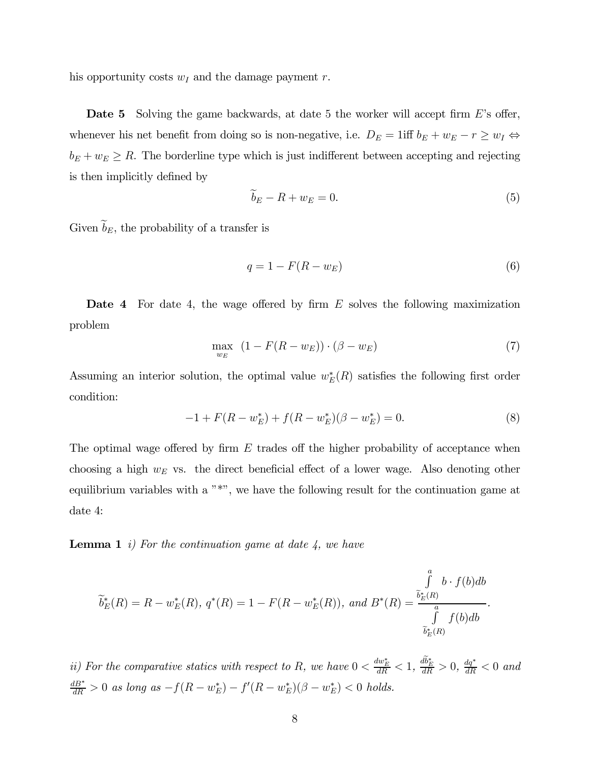his opportunity costs $w_I$ and the damage payment $r$.

**Date 5** Solving the game backwards, at date 5 the worker will accept firm $E$'s offer, whenever his net benefit from doing so is non-negative, i.e. $D_E = 1$iff $b_E + w_E - r \geq w_I \Leftrightarrow b_E + w_E \geq R$. The borderline type which is just indifferent between accepting and rejecting is then implicitly defined by

$$\widetilde{b}_E - R + w_E = 0. \tag{5}$$

Given $\widetilde{b}_E$, the probability of a transfer is

$$q = 1 - F(R - w_E) \tag{6}$$

**Date 4** For date 4, the wage offered by firm $E$ solves the following maximization problem

$$\max_{w_E} \ (1 - F(R - w_E)) \cdot (\beta - w_E) \tag{7}$$

Assuming an interior solution, the optimal value $w_E^*(R)$ satisfies the following first order condition:

$$-1 + F(R - w_E^*) + f(R - w_E^*)(\beta - w_E^*) = 0. \tag{8}$$

The optimal wage offered by firm $E$ trades off the higher probability of acceptance when choosing a high $w_E$ vs. the direct beneficial effect of a lower wage. Also denoting other equilibrium variables with a "*", we have the following result for the continuation game at date 4:

**Lemma 1** *i) For the continuation game at date 4, we have*

$$\widetilde{b}_E^*(R) = R - w_E^*(R),\ q^*(R) = 1 - F(R - w_E^*(R)),\ \text{and}\ B^*(R) = \frac{\int_{\widetilde{b}_E^*(R)}^{a} b \cdot f(b)db}{\int_{\widetilde{b}_E^*(R)}^{a} f(b)db}.$$

*ii) For the comparative statics with respect to $R$, we have $0 < \frac{dw_E^*}{dR} < 1$, $\frac{d\widetilde{b}_E^*}{dR} > 0$, $\frac{dq^*}{dR} < 0$ and $\frac{dB^*}{dR} > 0$ as long as $-f(R - w_E^*) - f'(R - w_E^*)(\beta - w_E^*) < 0$ holds.*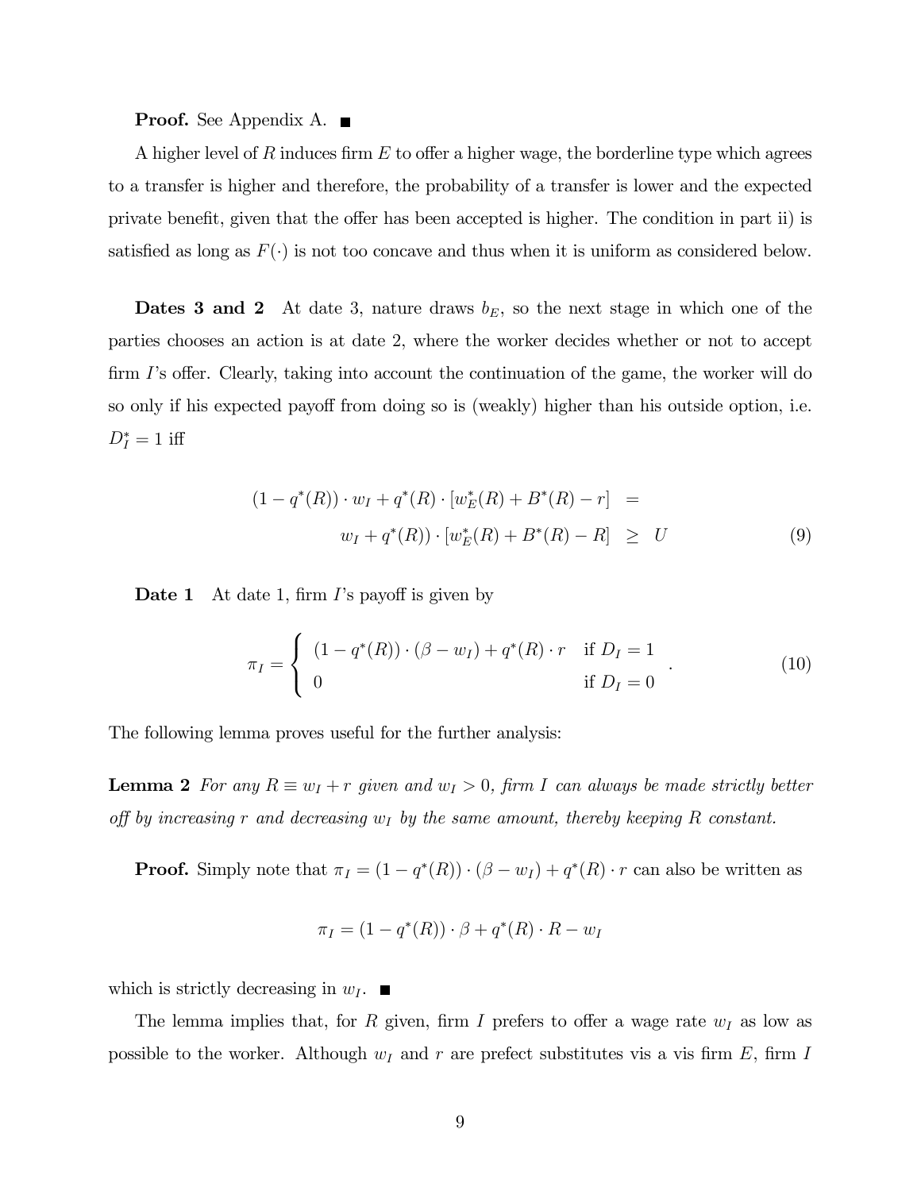**Proof.** See Appendix A. ■

A higher level of $R$ induces firm $E$ to offer a higher wage, the borderline type which agrees to a transfer is higher and therefore, the probability of a transfer is lower and the expected private benefit, given that the offer has been accepted is higher. The condition in part ii) is satisfied as long as $F(\cdot)$ is not too concave and thus when it is uniform as considered below.

**Dates 3 and 2** At date 3, nature draws $b_E$, so the next stage in which one of the parties chooses an action is at date 2, where the worker decides whether or not to accept firm $I$'s offer. Clearly, taking into account the continuation of the game, the worker will do so only if his expected payoff from doing so is (weakly) higher than his outside option, i.e. $D_I^* = 1$ iff

$$
\begin{aligned}
(1 - q^*(R)) \cdot w_I + q^*(R) \cdot [w_E^*(R) + B^*(R) - r] &= \\
w_I + q^*(R)) \cdot [w_E^*(R) + B^*(R) - R] &\geq U \qquad (9)
\end{aligned}
$$

**Date 1** At date 1, firm $I$'s payoff is given by

$$
\pi_I = \begin{cases} (1 - q^*(R)) \cdot (\beta - w_I) + q^*(R) \cdot r & \text{if } D_I = 1 \\ 0 & \text{if } D_I = 0 \end{cases}. \qquad (10)
$$

The following lemma proves useful for the further analysis:

**Lemma 2** *For any $R \equiv w_I + r$ given and $w_I > 0$, firm $I$ can always be made strictly better off by increasing $r$ and decreasing $w_I$ by the same amount, thereby keeping $R$ constant.*

**Proof.** Simply note that $\pi_I = (1 - q^*(R)) \cdot (\beta - w_I) + q^*(R) \cdot r$ can also be written as

$$
\pi_I = (1 - q^*(R)) \cdot \beta + q^*(R) \cdot R - w_I
$$

which is strictly decreasing in $w_I$. ■

The lemma implies that, for $R$ given, firm $I$ prefers to offer a wage rate $w_I$ as low as possible to the worker. Although $w_I$ and $r$ are prefect substitutes vis a vis firm $E$, firm $I$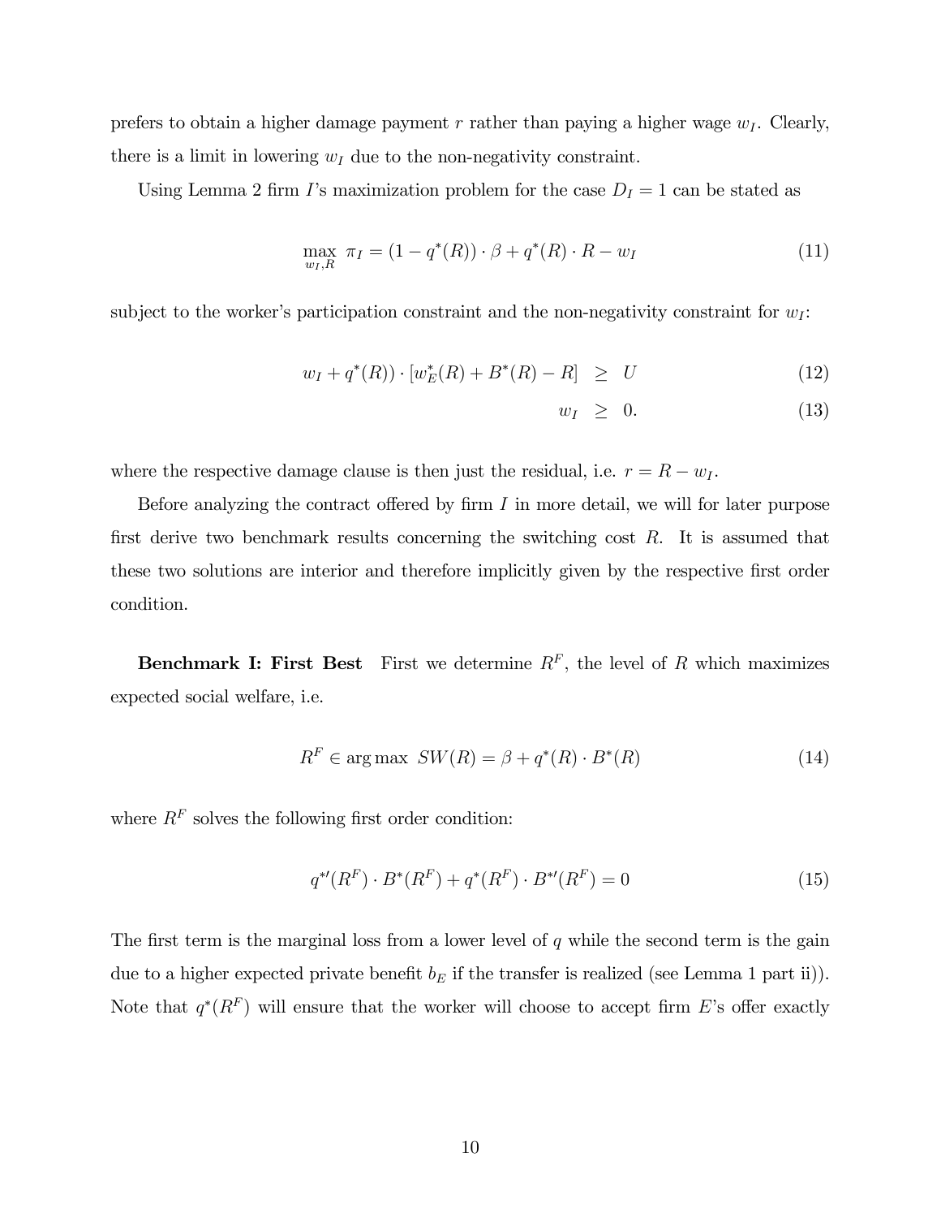prefers to obtain a higher damage payment $r$ rather than paying a higher wage $w_I$. Clearly, there is a limit in lowering $w_I$ due to the non-negativity constraint.

Using Lemma 2 firm $I$'s maximization problem for the case $D_I = 1$ can be stated as

$$\max_{w_I, R} \ \pi_I = (1 - q^*(R)) \cdot \beta + q^*(R) \cdot R - w_I \tag{11}$$

subject to the worker's participation constraint and the non-negativity constraint for $w_I$:

$$w_I + q^*(R)) \cdot [w_E^*(R) + B^*(R) - R] \ \geq \ U \tag{12}$$

$$w_I \ \geq \ 0. \tag{13}$$

where the respective damage clause is then just the residual, i.e. $r = R - w_I$.

Before analyzing the contract offered by firm $I$ in more detail, we will for later purpose first derive two benchmark results concerning the switching cost $R$. It is assumed that these two solutions are interior and therefore implicitly given by the respective first order condition.

**Benchmark I: First Best** First we determine $R^F$, the level of $R$ which maximizes expected social welfare, i.e.

$$R^F \in \arg\max \ SW(R) = \beta + q^*(R) \cdot B^*(R) \tag{14}$$

where $R^F$ solves the following first order condition:

$$q^{*\prime}(R^F) \cdot B^*(R^F) + q^*(R^F) \cdot B^{*\prime}(R^F) = 0 \tag{15}$$

The first term is the marginal loss from a lower level of $q$ while the second term is the gain due to a higher expected private benefit $b_E$ if the transfer is realized (see Lemma 1 part ii)). Note that $q^*(R^F)$ will ensure that the worker will choose to accept firm $E$'s offer exactly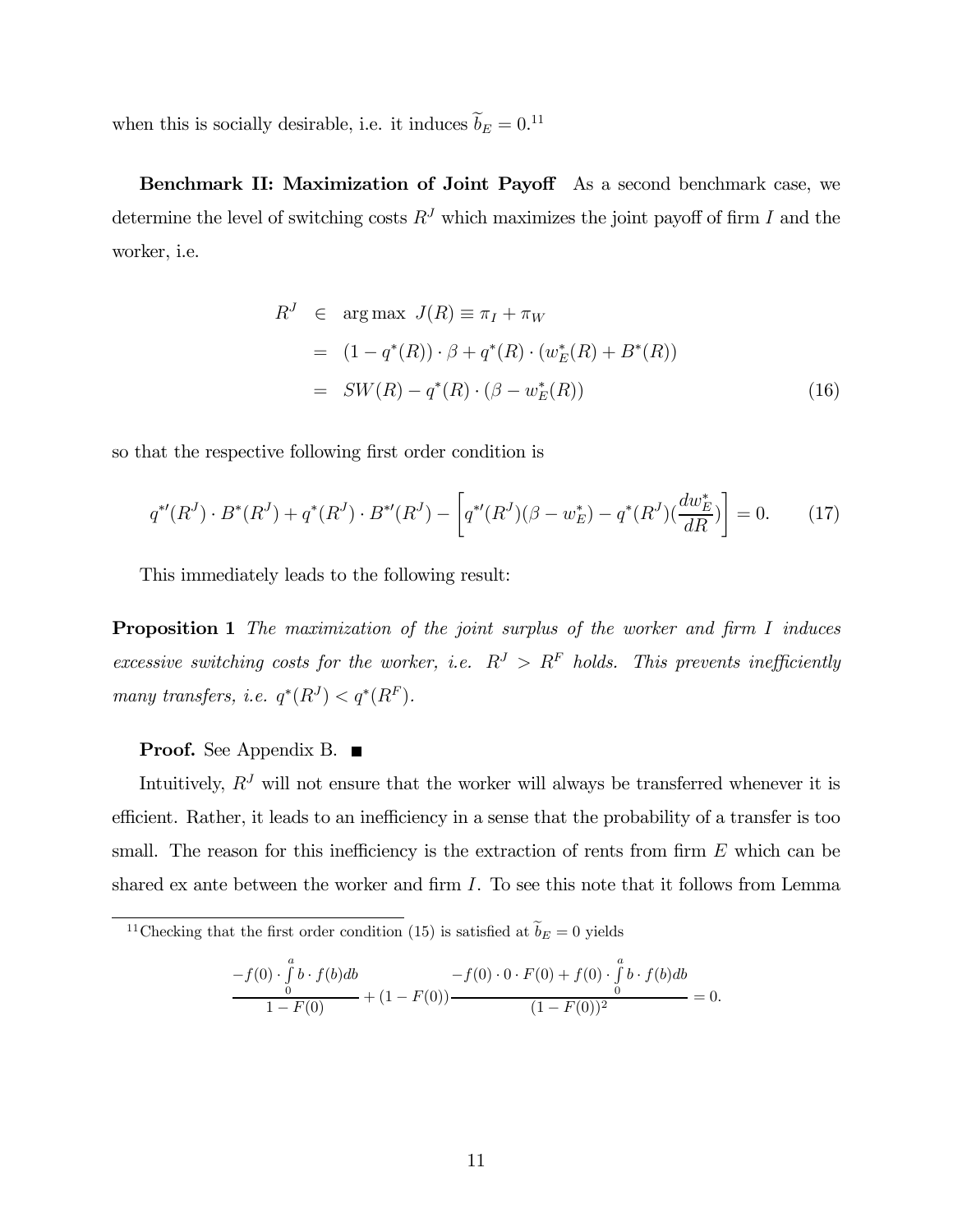when this is socially desirable, i.e. it induces $\widetilde{b}_E = 0$.[11]

**Benchmark II: Maximization of Joint Payoff** As a second benchmark case, we determine the level of switching costs $R^J$ which maximizes the joint payoff of firm $I$ and the worker, i.e.

$$
\begin{aligned}
R^J &\in \arg\max \; J(R) \equiv \pi_I + \pi_W \\
&= (1 - q^*(R)) \cdot \beta + q^*(R) \cdot (w_E^*(R) + B^*(R)) \\
&= SW(R) - q^*(R) \cdot (\beta - w_E^*(R)) \qquad (16)
\end{aligned}
$$

so that the respective following first order condition is

$$
q^{*\prime}(R^J) \cdot B^*(R^J) + q^*(R^J) \cdot B^{*\prime}(R^J) - \left[ q^{*\prime}(R^J)(\beta - w_E^*) - q^*(R^J)(\frac{dw_E^*}{dR}) \right] = 0. \qquad (17)
$$

This immediately leads to the following result:

**Proposition 1** *The maximization of the joint surplus of the worker and firm $I$ induces excessive switching costs for the worker, i.e. $R^J > R^F$ holds. This prevents inefficiently many transfers, i.e. $q^*(R^J) < q^*(R^F)$.*

**Proof.** See Appendix B. ■

Intuitively, $R^J$ will not ensure that the worker will always be transferred whenever it is efficient. Rather, it leads to an inefficiency in a sense that the probability of a transfer is too small. The reason for this inefficiency is the extraction of rents from firm $E$ which can be shared ex ante between the worker and firm $I$. To see this note that it follows from Lemma

---

[11] Checking that the first order condition (15) is satisfied at $\widetilde{b}_E = 0$ yields

$$
\frac{-f(0) \cdot \int_0^a b \cdot f(b) db}{1 - F(0)} + (1 - F(0)) \frac{-f(0) \cdot 0 \cdot F(0) + f(0) \cdot \int_0^a b \cdot f(b) db}{(1 - F(0))^2} = 0.
$$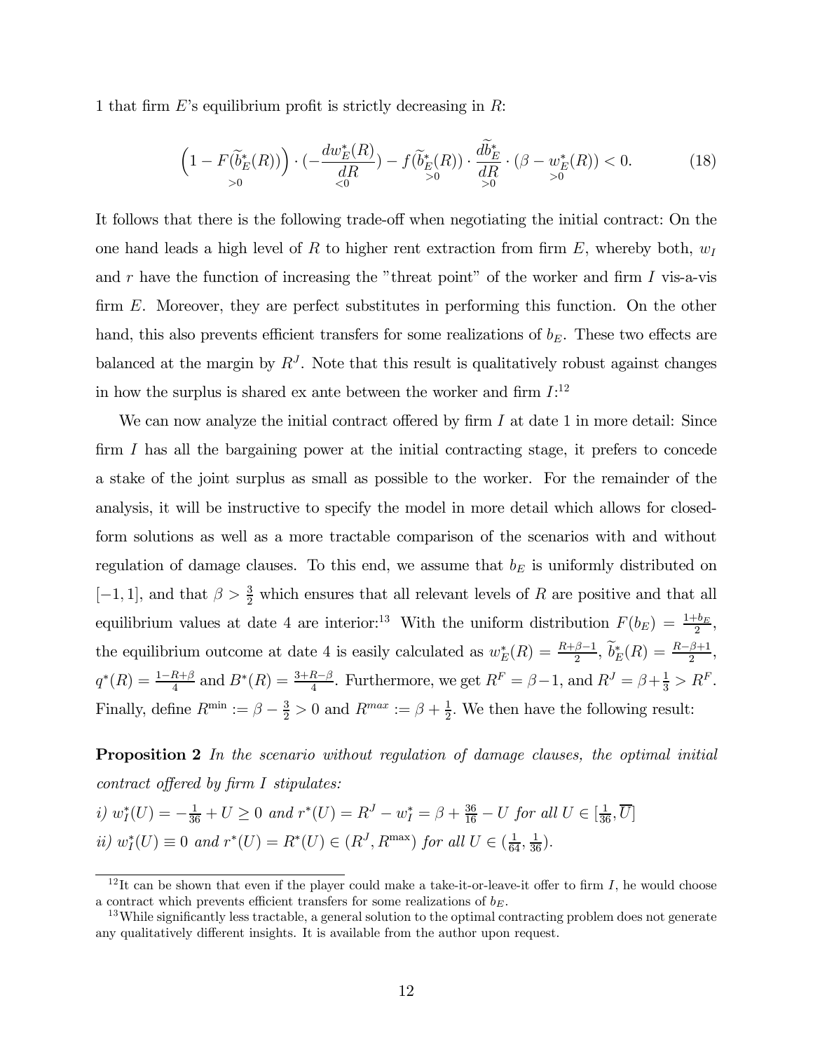1 that firm $E$'s equilibrium profit is strictly decreasing in $R$:

$$\underbrace{\left(1 - F(\widetilde{b}_E^*(R))\right)}_{>0} \cdot (-\underbrace{\frac{dw_E^*(R)}{dR}}_{<0}) - \underbrace{f(\widetilde{b}_E^*(R))}_{>0} \cdot \underbrace{\frac{d\widetilde{b}_E^*}{dR}}_{>0} \cdot (\beta - \underbrace{w_E^*(R)}_{>0}) < 0. \tag{18}$$

It follows that there is the following trade-off when negotiating the initial contract: On the one hand leads a high level of $R$ to higher rent extraction from firm $E$, whereby both, $w_I$ and $r$ have the function of increasing the "threat point" of the worker and firm $I$ vis-a-vis firm $E$. Moreover, they are perfect substitutes in performing this function. On the other hand, this also prevents efficient transfers for some realizations of $b_E$. These two effects are balanced at the margin by $R^J$. Note that this result is qualitatively robust against changes in how the surplus is shared ex ante between the worker and firm $I$:[12]

We can now analyze the initial contract offered by firm $I$ at date 1 in more detail: Since firm $I$ has all the bargaining power at the initial contracting stage, it prefers to concede a stake of the joint surplus as small as possible to the worker. For the remainder of the analysis, it will be instructive to specify the model in more detail which allows for closed-form solutions as well as a more tractable comparison of the scenarios with and without regulation of damage clauses. To this end, we assume that $b_E$ is uniformly distributed on $[-1, 1]$, and that $\beta > \frac{3}{2}$ which ensures that all relevant levels of $R$ are positive and that all equilibrium values at date 4 are interior:[13] With the uniform distribution $F(b_E) = \frac{1+b_E}{2}$, the equilibrium outcome at date 4 is easily calculated as $w_E^*(R) = \frac{R+\beta-1}{2}$, $\widetilde{b}_E^*(R) = \frac{R-\beta+1}{2}$, $q^*(R) = \frac{1-R+\beta}{4}$ and $B^*(R) = \frac{3+R-\beta}{4}$. Furthermore, we get $R^F = \beta - 1$, and $R^J = \beta + \frac{1}{3} > R^F$. Finally, define $R^{\min} := \beta - \frac{3}{2} > 0$ and $R^{max} := \beta + \frac{1}{2}$. We then have the following result:

**Proposition 2** *In the scenario without regulation of damage clauses, the optimal initial contract offered by firm I stipulates:*

*i)* $w_I^*(U) = -\frac{1}{36} + U \geq 0$ *and* $r^*(U) = R^J - w_I^* = \beta + \frac{36}{16} - U$ *for all* $U \in [\frac{1}{36}, \overline{U}]$

*ii)* $w_I^*(U) \equiv 0$ *and* $r^*(U) = R^*(U) \in (R^J, R^{\max})$ *for all* $U \in (\frac{1}{64}, \frac{1}{36})$.

---

[12] It can be shown that even if the player could make a take-it-or-leave-it offer to firm $I$, he would choose a contract which prevents efficient transfers for some realizations of $b_E$.

[13] While significantly less tractable, a general solution to the optimal contracting problem does not generate any qualitatively different insights. It is available from the author upon request.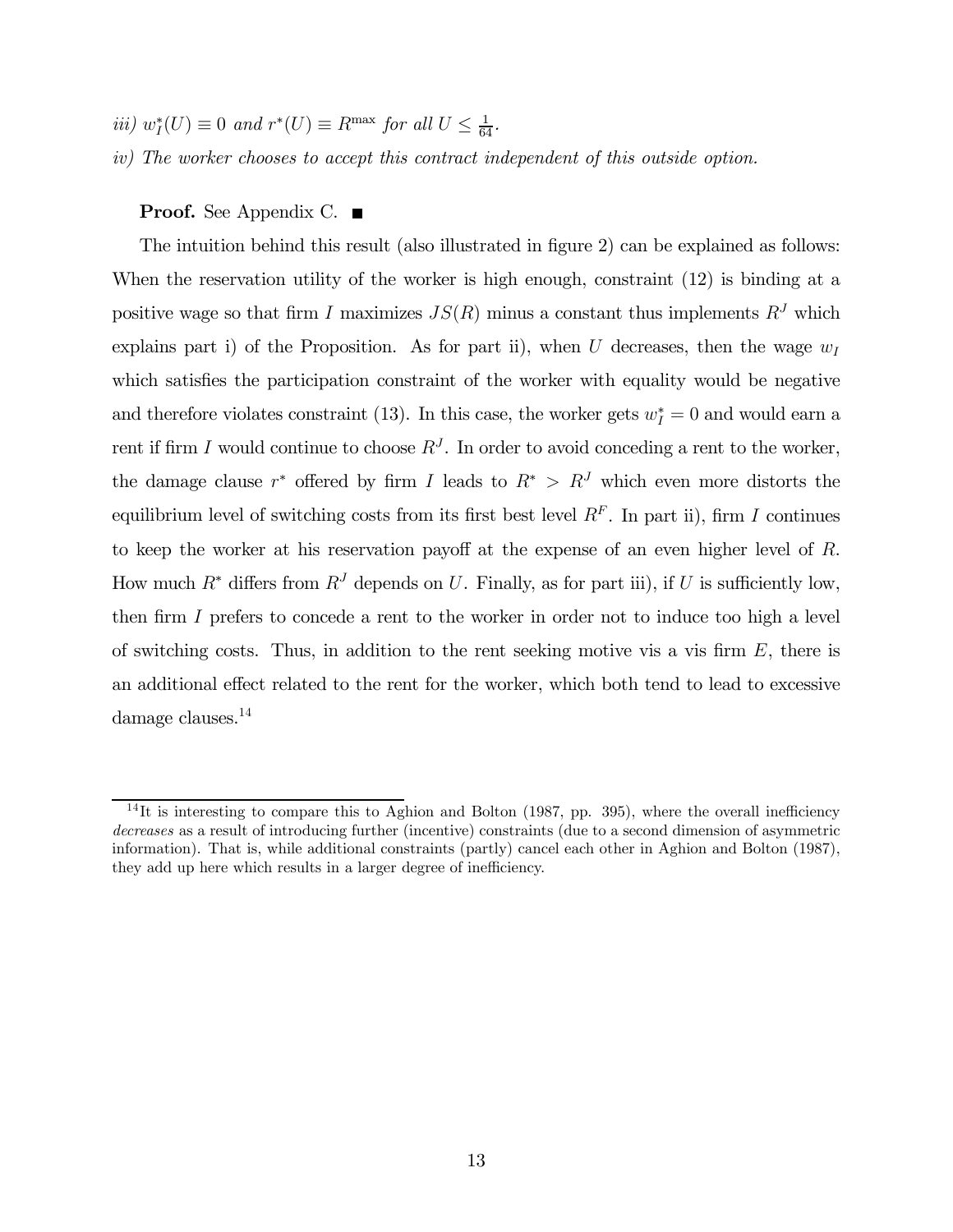*iii)* $w_I^*(U) \equiv 0$ *and* $r^*(U) \equiv R^{\max}$ *for all* $U \leq \frac{1}{64}$.

*iv) The worker chooses to accept this contract independent of this outside option.*

**Proof.** See Appendix C. ■

The intuition behind this result (also illustrated in figure 2) can be explained as follows: When the reservation utility of the worker is high enough, constraint (12) is binding at a positive wage so that firm $I$ maximizes $JS(R)$ minus a constant thus implements $R^J$ which explains part i) of the Proposition. As for part ii), when $U$ decreases, then the wage $w_I$ which satisfies the participation constraint of the worker with equality would be negative and therefore violates constraint (13). In this case, the worker gets $w_I^* = 0$ and would earn a rent if firm $I$ would continue to choose $R^J$. In order to avoid conceding a rent to the worker, the damage clause $r^*$ offered by firm $I$ leads to $R^* > R^J$ which even more distorts the equilibrium level of switching costs from its first best level $R^F$. In part ii), firm $I$ continues to keep the worker at his reservation payoff at the expense of an even higher level of $R$. How much $R^*$ differs from $R^J$ depends on $U$. Finally, as for part iii), if $U$ is sufficiently low, then firm $I$ prefers to concede a rent to the worker in order not to induce too high a level of switching costs. Thus, in addition to the rent seeking motive vis a vis firm $E$, there is an additional effect related to the rent for the worker, which both tend to lead to excessive damage clauses.[14]

[14] It is interesting to compare this to Aghion and Bolton (1987, pp. 395), where the overall inefficiency *decreases* as a result of introducing further (incentive) constraints (due to a second dimension of asymmetric information). That is, while additional constraints (partly) cancel each other in Aghion and Bolton (1987), they add up here which results in a larger degree of inefficiency.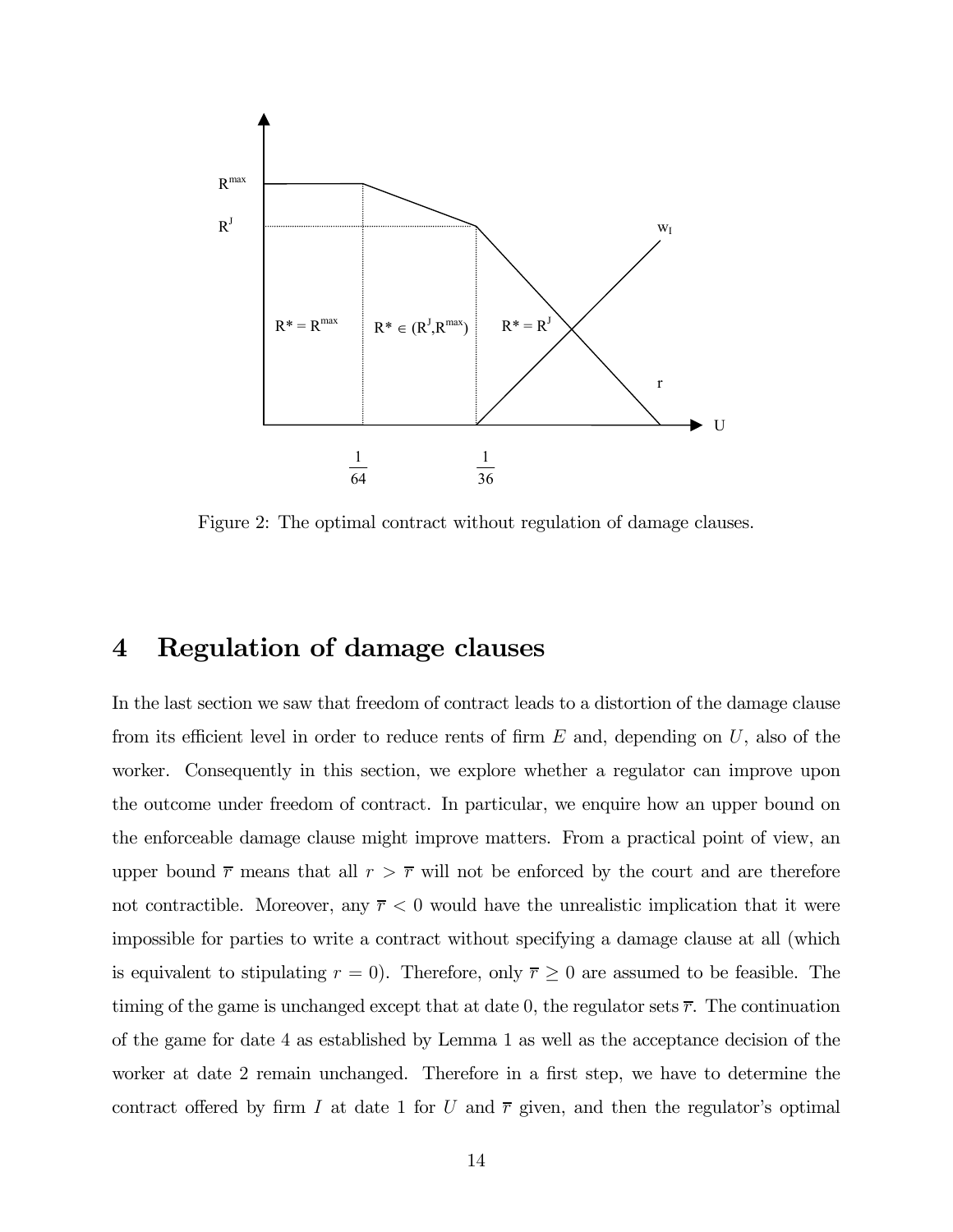Figure 2: The optimal contract without regulation of damage clauses.

# 4 Regulation of damage clauses

In the last section we saw that freedom of contract leads to a distortion of the damage clause from its efficient level in order to reduce rents of firm $E$ and, depending on $U$, also of the worker. Consequently in this section, we explore whether a regulator can improve upon the outcome under freedom of contract. In particular, we enquire how an upper bound on the enforceable damage clause might improve matters. From a practical point of view, an upper bound $\overline{r}$ means that all $r > \overline{r}$ will not be enforced by the court and are therefore not contractible. Moreover, any $\overline{r} < 0$ would have the unrealistic implication that it were impossible for parties to write a contract without specifying a damage clause at all (which is equivalent to stipulating $r = 0$). Therefore, only $\overline{r} \geq 0$ are assumed to be feasible. The timing of the game is unchanged except that at date 0, the regulator sets $\overline{r}$. The continuation of the game for date 4 as established by Lemma 1 as well as the acceptance decision of the worker at date 2 remain unchanged. Therefore in a first step, we have to determine the contract offered by firm $I$ at date 1 for $U$ and $\overline{r}$ given, and then the regulator's optimal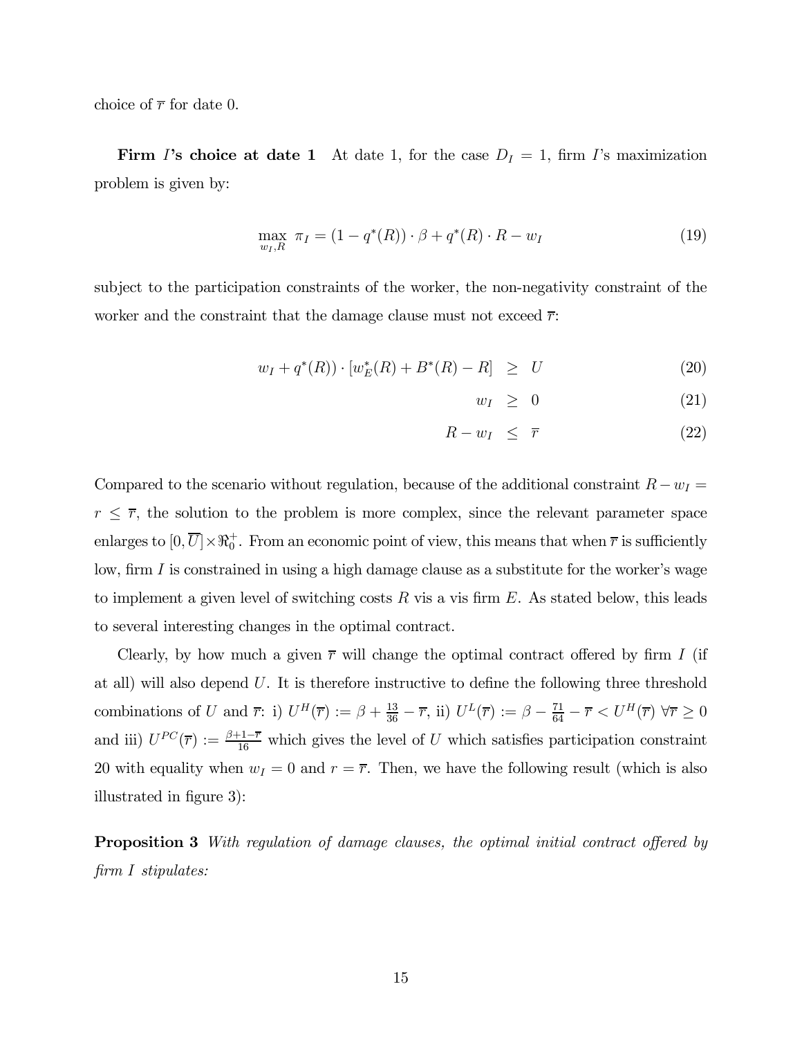choice of $\overline{r}$ for date 0.

**Firm $I$'s choice at date 1** At date 1, for the case $D_I = 1$, firm $I$'s maximization problem is given by:

$$\max_{w_I, R} \ \pi_I = (1 - q^*(R)) \cdot \beta + q^*(R) \cdot R - w_I \tag{19}$$

subject to the participation constraints of the worker, the non-negativity constraint of the worker and the constraint that the damage clause must not exceed $\overline{r}$:

$$w_I + q^*(R)) \cdot [w_E^*(R) + B^*(R) - R] \ \geq \ U \tag{20}$$

$$w_I \ \geq \ 0 \tag{21}$$

$$R - w_I \ \leq \ \overline{r} \tag{22}$$

Compared to the scenario without regulation, because of the additional constraint $R - w_I = r \leq \overline{r}$, the solution to the problem is more complex, since the relevant parameter space enlarges to $[0, \overline{U}] \times \Re_0^+$. From an economic point of view, this means that when $\overline{r}$ is sufficiently low, firm $I$ is constrained in using a high damage clause as a substitute for the worker's wage to implement a given level of switching costs $R$ vis a vis firm $E$. As stated below, this leads to several interesting changes in the optimal contract.

Clearly, by how much a given $\overline{r}$ will change the optimal contract offered by firm $I$ (if at all) will also depend $U$. It is therefore instructive to define the following three threshold combinations of $U$ and $\overline{r}$: i) $U^H(\overline{r}) := \beta + \frac{13}{36} - \overline{r}$, ii) $U^L(\overline{r}) := \beta - \frac{71}{64} - \overline{r} < U^H(\overline{r}) \ \forall \overline{r} \geq 0$ and iii) $U^{PC}(\overline{r}) := \frac{\beta + 1 - \overline{r}}{16}$ which gives the level of $U$ which satisfies participation constraint 20 with equality when $w_I = 0$ and $r = \overline{r}$. Then, we have the following result (which is also illustrated in figure 3):

**Proposition 3** *With regulation of damage clauses, the optimal initial contract offered by firm $I$ stipulates:*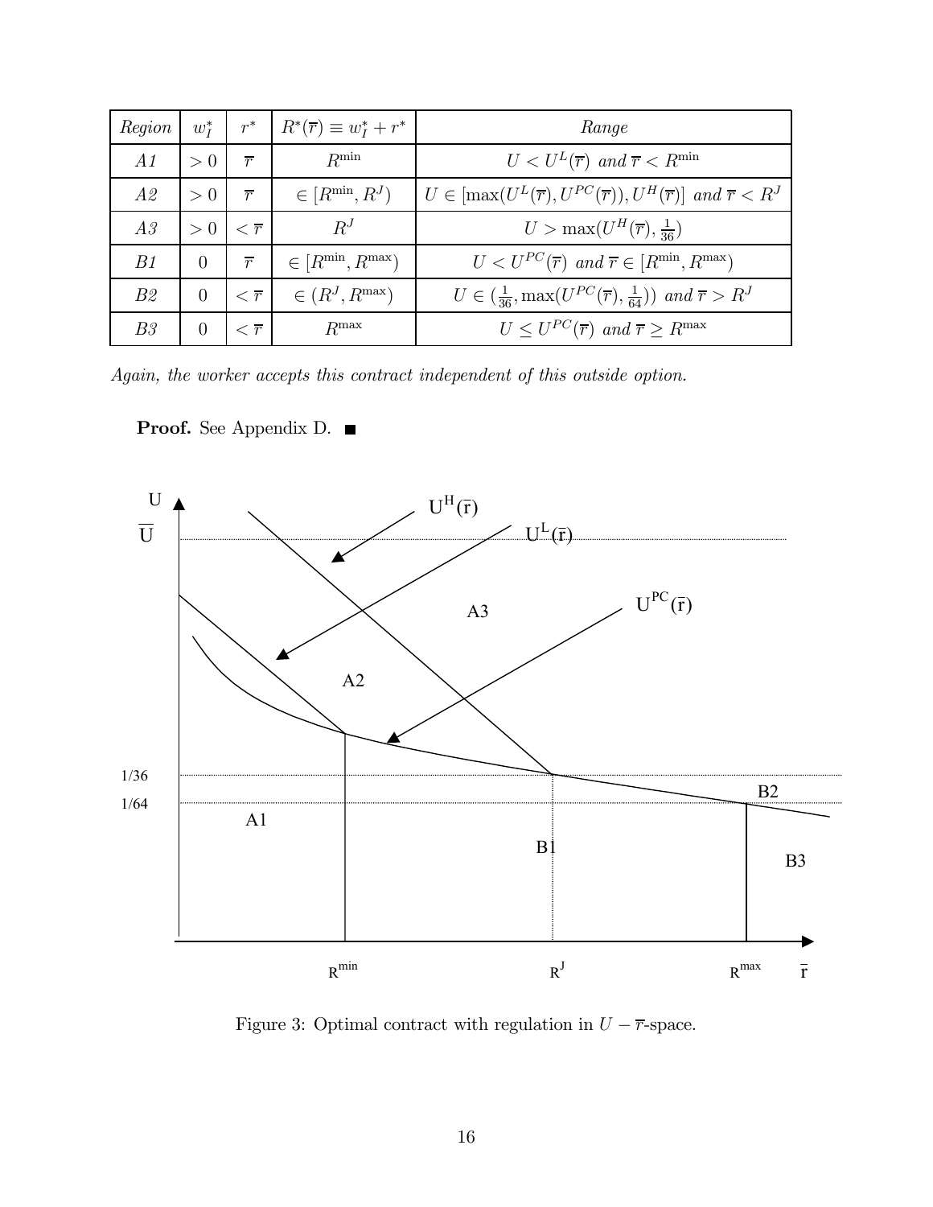| *Region* | $w_I^*$ | $r^*$ | $R^*(\overline{r}) \equiv w_I^* + r^*$ | *Range* |
|---|---|---|---|---|
| *A1* | $> 0$ | $\overline{r}$ | $R^{\min}$ | $U < U^L(\overline{r})$ *and* $\overline{r} < R^{\min}$ |
| *A2* | $> 0$ | $\overline{r}$ | $\in [R^{\min}, R^J)$ | $U \in [\max(U^L(\overline{r}), U^{PC}(\overline{r})), U^H(\overline{r})]$ *and* $\overline{r} < R^J$ |
| *A3* | $> 0$ | $< \overline{r}$ | $R^J$ | $U > \max(U^H(\overline{r}), \frac{1}{36})$ |
| *B1* | $0$ | $\overline{r}$ | $\in [R^{\min}, R^{\max})$ | $U < U^{PC}(\overline{r})$ *and* $\overline{r} \in [R^{\min}, R^{\max})$ |
| *B2* | $0$ | $< \overline{r}$ | $\in (R^J, R^{\max})$ | $U \in (\frac{1}{36}, \max(U^{PC}(\overline{r}), \frac{1}{64}))$ *and* $\overline{r} > R^J$ |
| *B3* | $0$ | $< \overline{r}$ | $R^{\max}$ | $U \leq U^{PC}(\overline{r})$ *and* $\overline{r} \geq R^{\max}$ |

*Again, the worker accepts this contract independent of this outside option.*

**Proof.** See Appendix D. ■

Figure 3: Optimal contract with regulation in $U - \overline{r}$-space.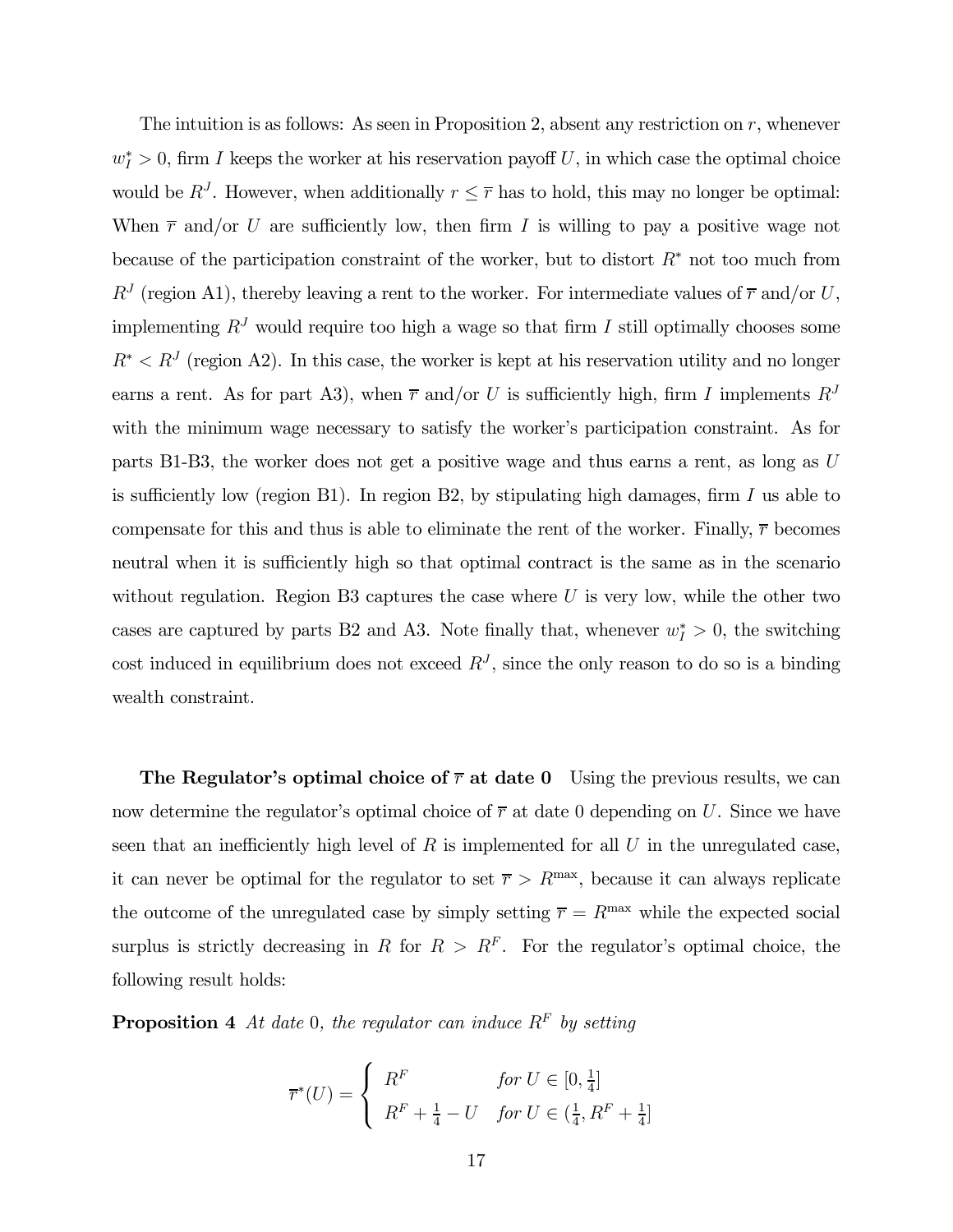The intuition is as follows: As seen in Proposition 2, absent any restriction on $r$, whenever $w_I^* > 0$, firm $I$ keeps the worker at his reservation payoff $U$, in which case the optimal choice would be $R^J$. However, when additionally $r \leq \overline{r}$ has to hold, this may no longer be optimal: When $\overline{r}$ and/or $U$ are sufficiently low, then firm $I$ is willing to pay a positive wage not because of the participation constraint of the worker, but to distort $R^*$ not too much from $R^J$ (region A1), thereby leaving a rent to the worker. For intermediate values of $\overline{r}$ and/or $U$, implementing $R^J$ would require too high a wage so that firm $I$ still optimally chooses some $R^* < R^J$ (region A2). In this case, the worker is kept at his reservation utility and no longer earns a rent. As for part A3), when $\overline{r}$ and/or $U$ is sufficiently high, firm $I$ implements $R^J$ with the minimum wage necessary to satisfy the worker's participation constraint. As for parts B1-B3, the worker does not get a positive wage and thus earns a rent, as long as $U$ is sufficiently low (region B1). In region B2, by stipulating high damages, firm $I$ us able to compensate for this and thus is able to eliminate the rent of the worker. Finally, $\overline{r}$ becomes neutral when it is sufficiently high so that optimal contract is the same as in the scenario without regulation. Region B3 captures the case where $U$ is very low, while the other two cases are captured by parts B2 and A3. Note finally that, whenever $w_I^* > 0$, the switching cost induced in equilibrium does not exceed $R^J$, since the only reason to do so is a binding wealth constraint.

**The Regulator's optimal choice of $\overline{r}$ at date 0** Using the previous results, we can now determine the regulator's optimal choice of $\overline{r}$ at date 0 depending on $U$. Since we have seen that an inefficiently high level of $R$ is implemented for all $U$ in the unregulated case, it can never be optimal for the regulator to set $\overline{r} > R^{\max}$, because it can always replicate the outcome of the unregulated case by simply setting $\overline{r} = R^{\max}$ while the expected social surplus is strictly decreasing in $R$ for $R > R^F$. For the regulator's optimal choice, the following result holds:

**Proposition 4** *At date* 0*, the regulator can induce* $R^F$ *by setting*

$$\overline{r}^*(U) = \begin{cases} R^F & \text{for } U \in [0, \frac{1}{4}] \\ R^F + \frac{1}{4} - U & \text{for } U \in (\frac{1}{4}, R^F + \frac{1}{4}] \end{cases}$$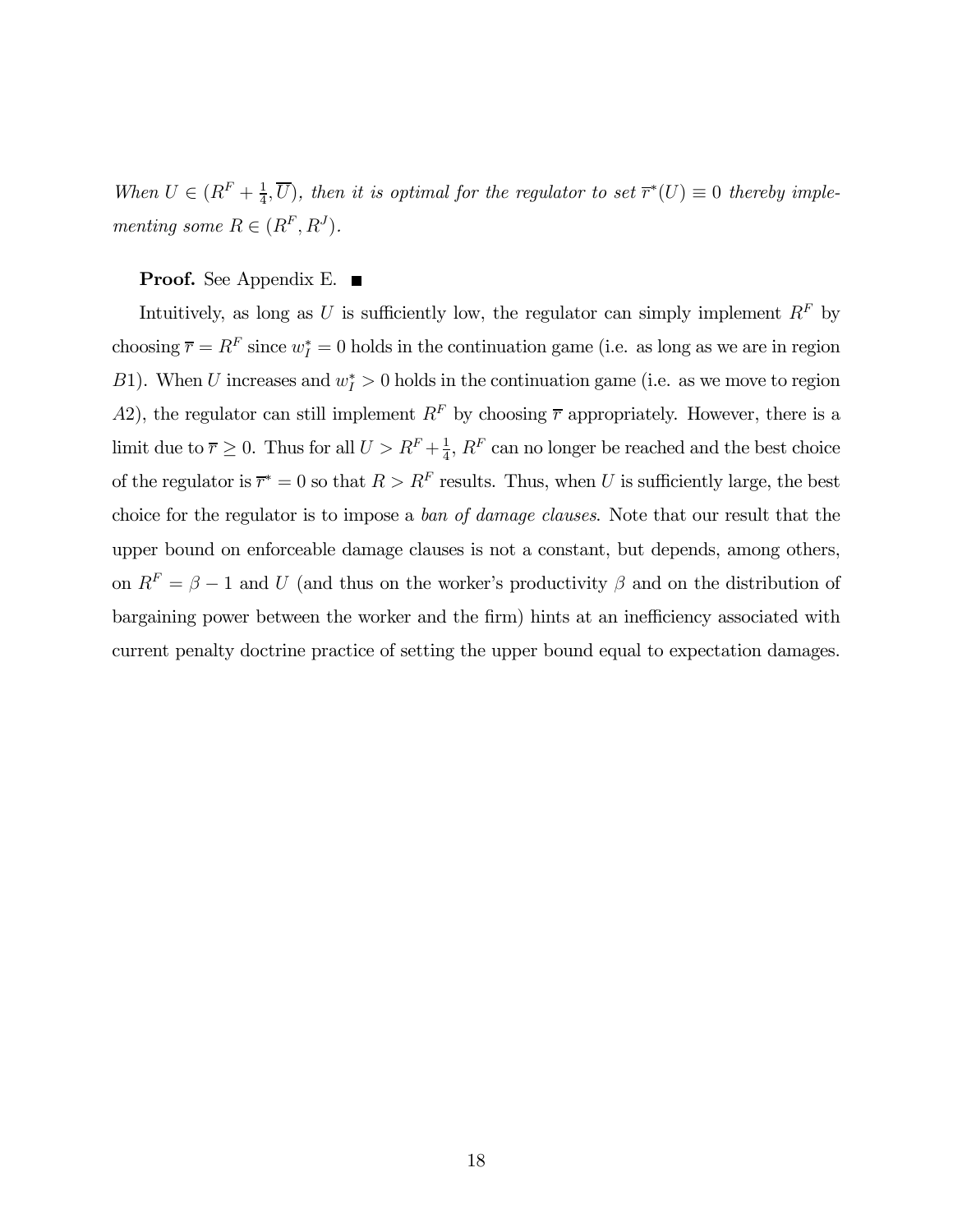*When $U \in (R^F + \frac{1}{4}, \overline{U})$, then it is optimal for the regulator to set $\overline{r}^*(U) \equiv 0$ thereby implementing some $R \in (R^F, R^J)$.*

**Proof.** See Appendix E. ∎

Intuitively, as long as $U$ is sufficiently low, the regulator can simply implement $R^F$ by choosing $\overline{r} = R^F$ since $w_I^* = 0$ holds in the continuation game (i.e. as long as we are in region $B1$). When $U$ increases and $w_I^* > 0$ holds in the continuation game (i.e. as we move to region $A2$), the regulator can still implement $R^F$ by choosing $\overline{r}$ appropriately. However, there is a limit due to $\overline{r} \geq 0$. Thus for all $U > R^F + \frac{1}{4}$, $R^F$ can no longer be reached and the best choice of the regulator is $\overline{r}^* = 0$ so that $R > R^F$ results. Thus, when $U$ is sufficiently large, the best choice for the regulator is to impose a *ban of damage clauses*. Note that our result that the upper bound on enforceable damage clauses is not a constant, but depends, among others, on $R^F = \beta - 1$ and $U$ (and thus on the worker's productivity $\beta$ and on the distribution of bargaining power between the worker and the firm) hints at an inefficiency associated with current penalty doctrine practice of setting the upper bound equal to expectation damages.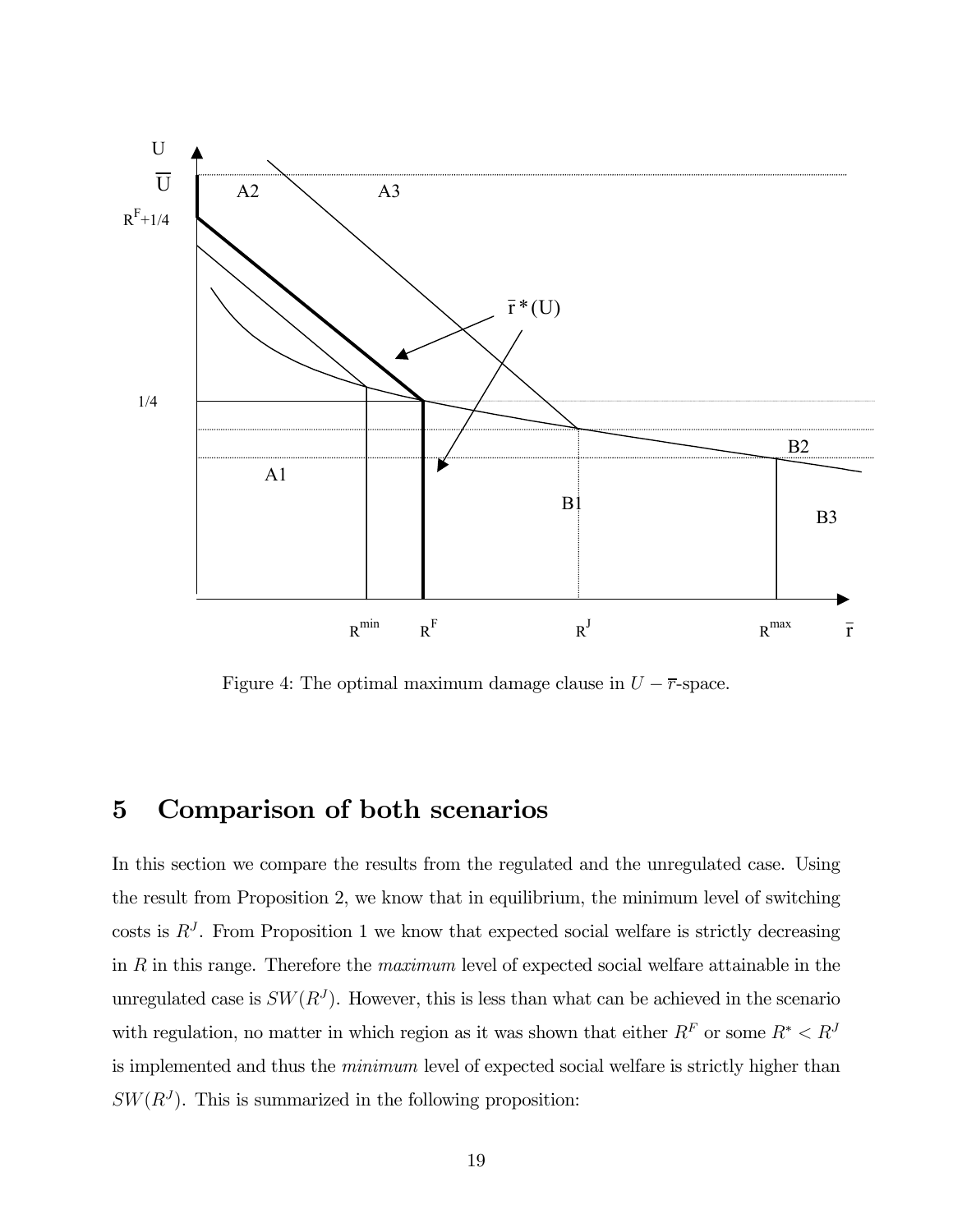Figure 4: The optimal maximum damage clause in $U - \overline{r}$-space.

## 5 Comparison of both scenarios

In this section we compare the results from the regulated and the unregulated case. Using the result from Proposition 2, we know that in equilibrium, the minimum level of switching costs is $R^J$. From Proposition 1 we know that expected social welfare is strictly decreasing in $R$ in this range. Therefore the *maximum* level of expected social welfare attainable in the unregulated case is $SW(R^J)$. However, this is less than what can be achieved in the scenario with regulation, no matter in which region as it was shown that either $R^F$ or some $R^* < R^J$ is implemented and thus the *minimum* level of expected social welfare is strictly higher than $SW(R^J)$. This is summarized in the following proposition: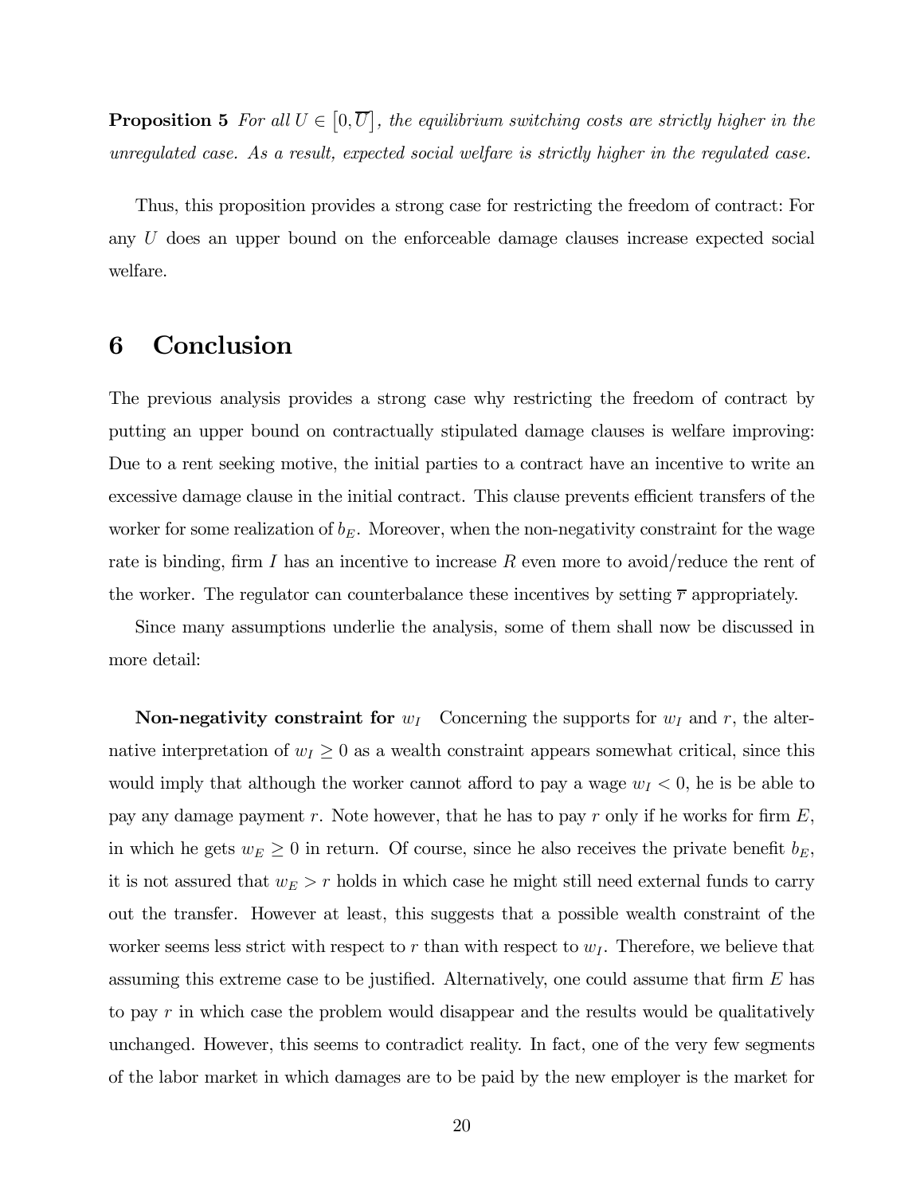**Proposition 5** *For all $U \in [0, \overline{U}]$, the equilibrium switching costs are strictly higher in the unregulated case. As a result, expected social welfare is strictly higher in the regulated case.*

Thus, this proposition provides a strong case for restricting the freedom of contract: For any $U$ does an upper bound on the enforceable damage clauses increase expected social welfare.

# 6 Conclusion

The previous analysis provides a strong case why restricting the freedom of contract by putting an upper bound on contractually stipulated damage clauses is welfare improving: Due to a rent seeking motive, the initial parties to a contract have an incentive to write an excessive damage clause in the initial contract. This clause prevents efficient transfers of the worker for some realization of $b_E$. Moreover, when the non-negativity constraint for the wage rate is binding, firm $I$ has an incentive to increase $R$ even more to avoid/reduce the rent of the worker. The regulator can counterbalance these incentives by setting $\overline{r}$ appropriately.

Since many assumptions underlie the analysis, some of them shall now be discussed in more detail:

**Non-negativity constraint for $w_I$** Concerning the supports for $w_I$ and $r$, the alternative interpretation of $w_I \geq 0$ as a wealth constraint appears somewhat critical, since this would imply that although the worker cannot afford to pay a wage $w_I < 0$, he is be able to pay any damage payment $r$. Note however, that he has to pay $r$ only if he works for firm $E$, in which he gets $w_E \geq 0$ in return. Of course, since he also receives the private benefit $b_E$, it is not assured that $w_E > r$ holds in which case he might still need external funds to carry out the transfer. However at least, this suggests that a possible wealth constraint of the worker seems less strict with respect to $r$ than with respect to $w_I$. Therefore, we believe that assuming this extreme case to be justified. Alternatively, one could assume that firm $E$ has to pay $r$ in which case the problem would disappear and the results would be qualitatively unchanged. However, this seems to contradict reality. In fact, one of the very few segments of the labor market in which damages are to be paid by the new employer is the market for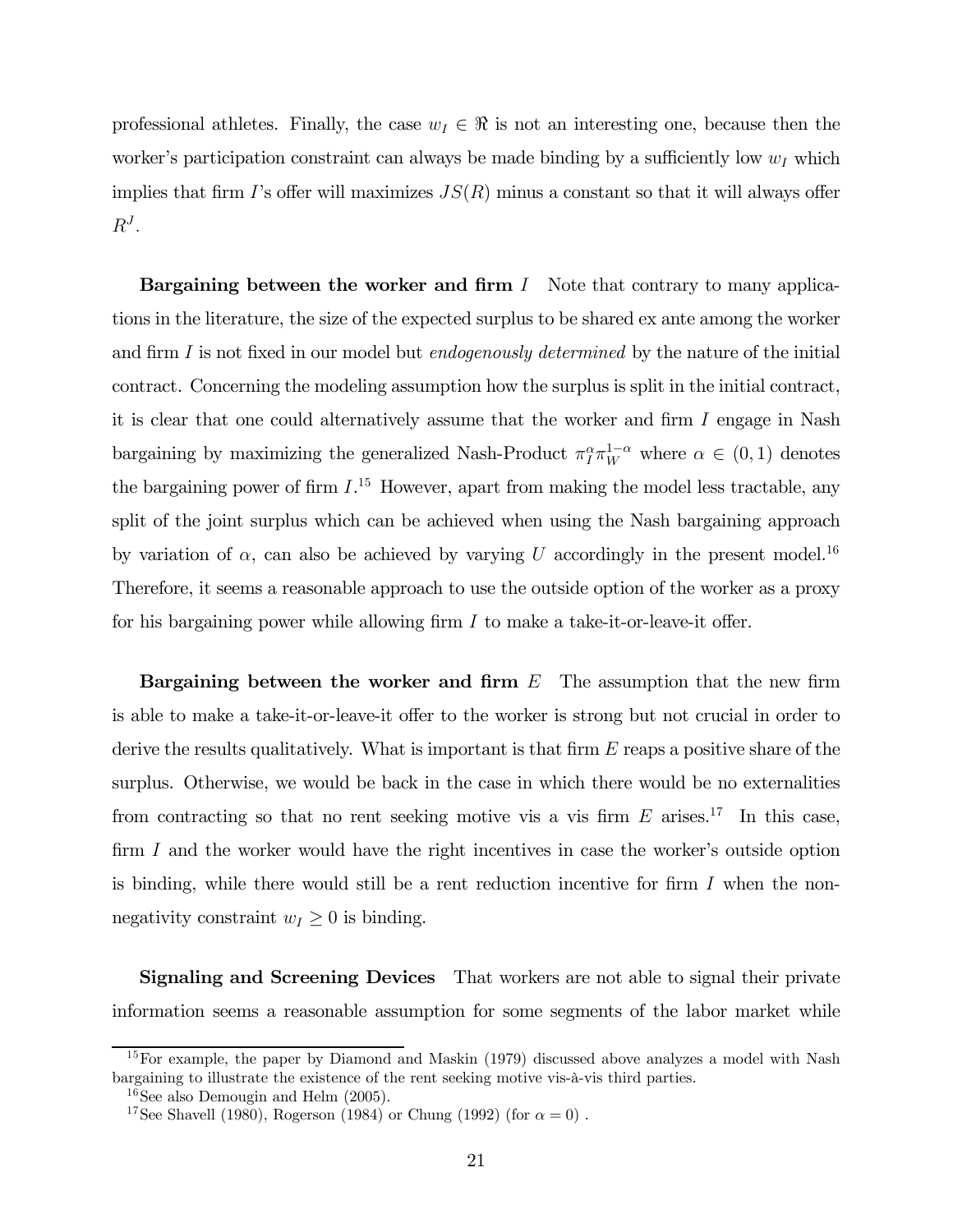professional athletes. Finally, the case $w_I \in \Re$ is not an interesting one, because then the worker's participation constraint can always be made binding by a sufficiently low $w_I$ which implies that firm $I$'s offer will maximizes $JS(R)$ minus a constant so that it will always offer $R^J$.

**Bargaining between the worker and firm $I$** Note that contrary to many applications in the literature, the size of the expected surplus to be shared ex ante among the worker and firm $I$ is not fixed in our model but *endogenously determined* by the nature of the initial contract. Concerning the modeling assumption how the surplus is split in the initial contract, it is clear that one could alternatively assume that the worker and firm $I$ engage in Nash bargaining by maximizing the generalized Nash-Product $\pi_I^{\alpha}\pi_W^{1-\alpha}$ where $\alpha \in (0,1)$ denotes the bargaining power of firm $I$.[15] However, apart from making the model less tractable, any split of the joint surplus which can be achieved when using the Nash bargaining approach by variation of $\alpha$, can also be achieved by varying $U$ accordingly in the present model.[16] Therefore, it seems a reasonable approach to use the outside option of the worker as a proxy for his bargaining power while allowing firm $I$ to make a take-it-or-leave-it offer.

**Bargaining between the worker and firm $E$** The assumption that the new firm is able to make a take-it-or-leave-it offer to the worker is strong but not crucial in order to derive the results qualitatively. What is important is that firm $E$ reaps a positive share of the surplus. Otherwise, we would be back in the case in which there would be no externalities from contracting so that no rent seeking motive vis a vis firm $E$ arises.[17] In this case, firm $I$ and the worker would have the right incentives in case the worker's outside option is binding, while there would still be a rent reduction incentive for firm $I$ when the non-negativity constraint $w_I \geq 0$ is binding.

**Signaling and Screening Devices** That workers are not able to signal their private information seems a reasonable assumption for some segments of the labor market while

[15] For example, the paper by Diamond and Maskin (1979) discussed above analyzes a model with Nash bargaining to illustrate the existence of the rent seeking motive vis-à-vis third parties.

[16] See also Demougin and Helm (2005).

[17] See Shavell (1980), Rogerson (1984) or Chung (1992) (for $\alpha = 0$) .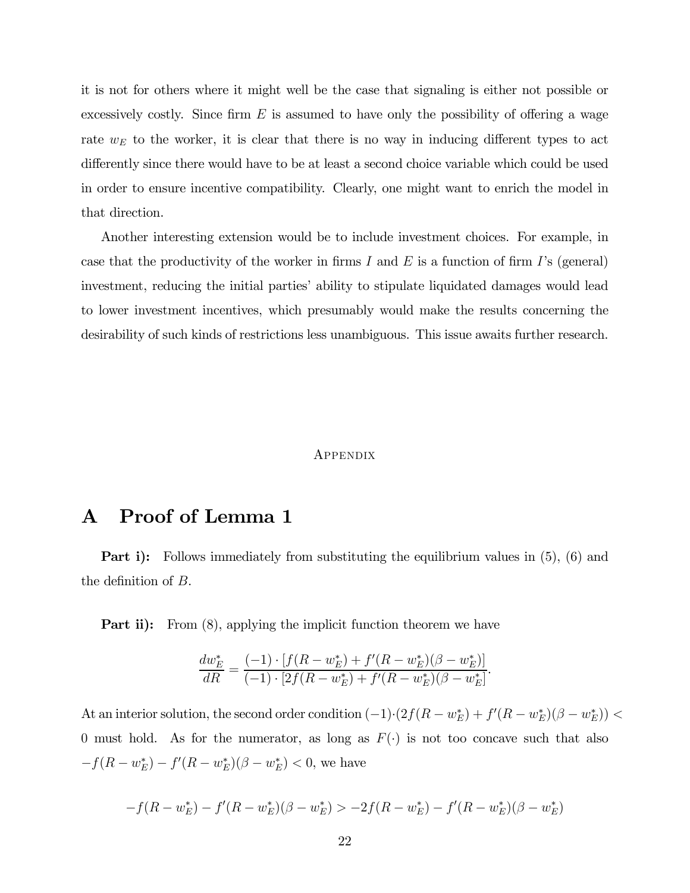it is not for others where it might well be the case that signaling is either not possible or excessively costly. Since firm $E$ is assumed to have only the possibility of offering a wage rate $w_E$ to the worker, it is clear that there is no way in inducing different types to act differently since there would have to be at least a second choice variable which could be used in order to ensure incentive compatibility. Clearly, one might want to enrich the model in that direction.

Another interesting extension would be to include investment choices. For example, in case that the productivity of the worker in firms $I$ and $E$ is a function of firm $I$'s (general) investment, reducing the initial parties' ability to stipulate liquidated damages would lead to lower investment incentives, which presumably would make the results concerning the desirability of such kinds of restrictions less unambiguous. This issue awaits further research.

# Appendix

## A Proof of Lemma 1

**Part i):** Follows immediately from substituting the equilibrium values in (5), (6) and the definition of $B$.

**Part ii):** From (8), applying the implicit function theorem we have

$$\frac{dw_E^*}{dR} = \frac{(-1) \cdot [f(R - w_E^*) + f'(R - w_E^*)(\beta - w_E^*)]}{(-1) \cdot [2f(R - w_E^*) + f'(R - w_E^*)(\beta - w_E^*]}.$$

At an interior solution, the second order condition $(-1)\cdot(2f(R - w_E^*) + f'(R - w_E^*)(\beta - w_E^*)) < 0$ must hold. As for the numerator, as long as $F(\cdot)$ is not too concave such that also $-f(R - w_E^*) - f'(R - w_E^*)(\beta - w_E^*) < 0$, we have

$$-f(R - w_E^*) - f'(R - w_E^*)(\beta - w_E^*) > -2f(R - w_E^*) - f'(R - w_E^*)(\beta - w_E^*)$$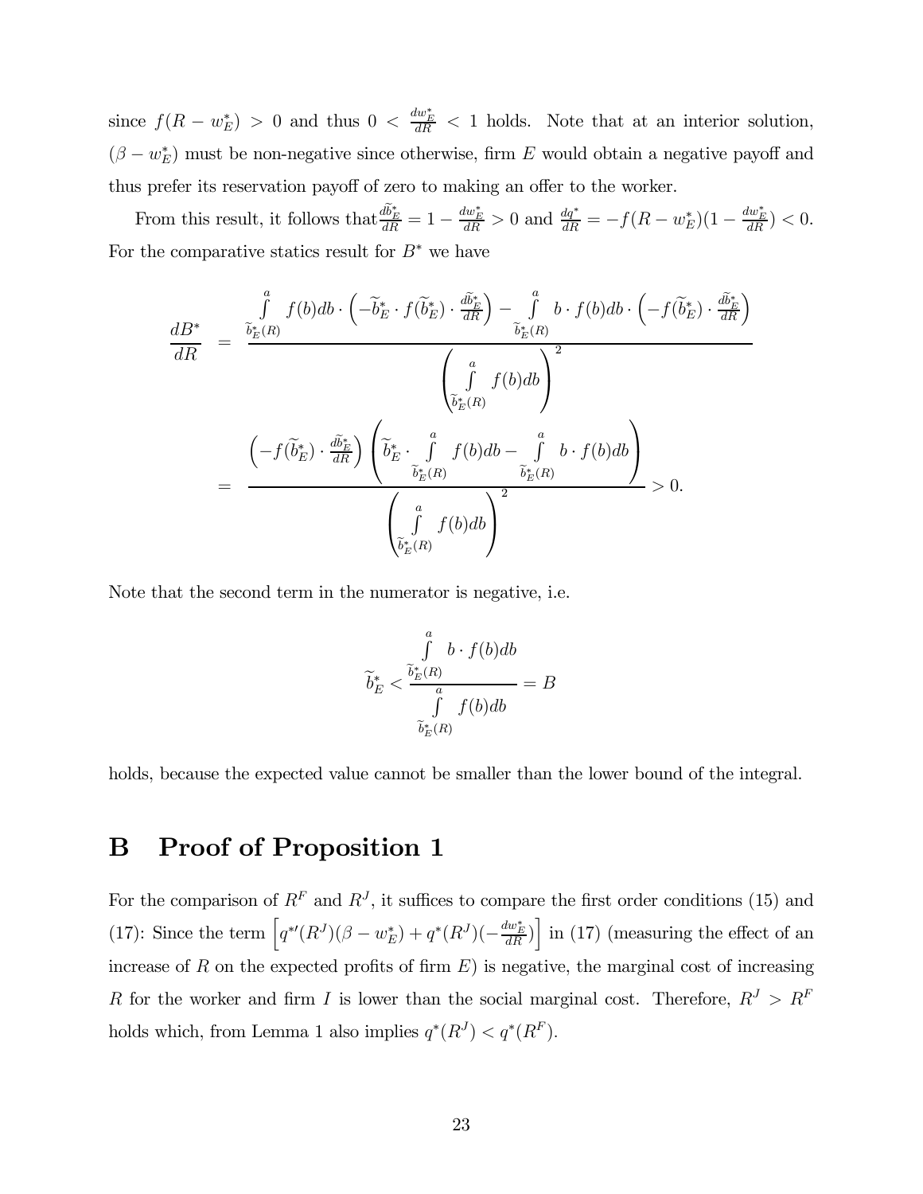since $f(R - w_E^*) > 0$ and thus $0 < \frac{dw_E^*}{dR} < 1$ holds. Note that at an interior solution, $(\beta - w_E^*)$ must be non-negative since otherwise, firm $E$ would obtain a negative payoff and thus prefer its reservation payoff of zero to making an offer to the worker.

From this result, it follows that $\frac{d\widetilde{b}_E^*}{dR} = 1 - \frac{dw_E^*}{dR} > 0$ and $\frac{dq^*}{dR} = -f(R - w_E^*)(1 - \frac{dw_E^*}{dR}) < 0$. For the comparative statics result for $B^*$ we have

$$
\begin{aligned}
\frac{dB^*}{dR} &= \frac{\int\limits_{\widetilde{b}_E^*(R)}^{a} f(b)db \cdot \left(-\widetilde{b}_E^* \cdot f(\widetilde{b}_E^*) \cdot \frac{d\widetilde{b}_E^*}{dR}\right) - \int\limits_{\widetilde{b}_E^*(R)}^{a} b \cdot f(b)db \cdot \left(-f(\widetilde{b}_E^*) \cdot \frac{d\widetilde{b}_E^*}{dR}\right)}{\left(\int\limits_{\widetilde{b}_E^*(R)}^{a} f(b)db\right)^2} \\
&= \frac{\left(-f(\widetilde{b}_E^*) \cdot \frac{d\widetilde{b}_E^*}{dR}\right)\left(\widetilde{b}_E^* \cdot \int\limits_{\widetilde{b}_E^*(R)}^{a} f(b)db - \int\limits_{\widetilde{b}_E^*(R)}^{a} b \cdot f(b)db\right)}{\left(\int\limits_{\widetilde{b}_E^*(R)}^{a} f(b)db\right)^2} > 0.
\end{aligned}
$$

Note that the second term in the numerator is negative, i.e.

$$
\widetilde{b}_E^* < \frac{\int\limits_{\widetilde{b}_E^*(R)}^{a} b \cdot f(b)db}{\int\limits_{\widetilde{b}_E^*(R)}^{a} f(b)db} = B
$$

holds, because the expected value cannot be smaller than the lower bound of the integral.

# B Proof of Proposition 1

For the comparison of $R^F$ and $R^J$, it suffices to compare the first order conditions (15) and (17): Since the term $\left[q^{*\prime}(R^J)(\beta - w_E^*) + q^*(R^J)(-\frac{dw_E^*}{dR})\right]$ in (17) (measuring the effect of an increase of $R$ on the expected profits of firm $E$) is negative, the marginal cost of increasing $R$ for the worker and firm $I$ is lower than the social marginal cost. Therefore, $R^J > R^F$ holds which, from Lemma 1 also implies $q^*(R^J) < q^*(R^F)$.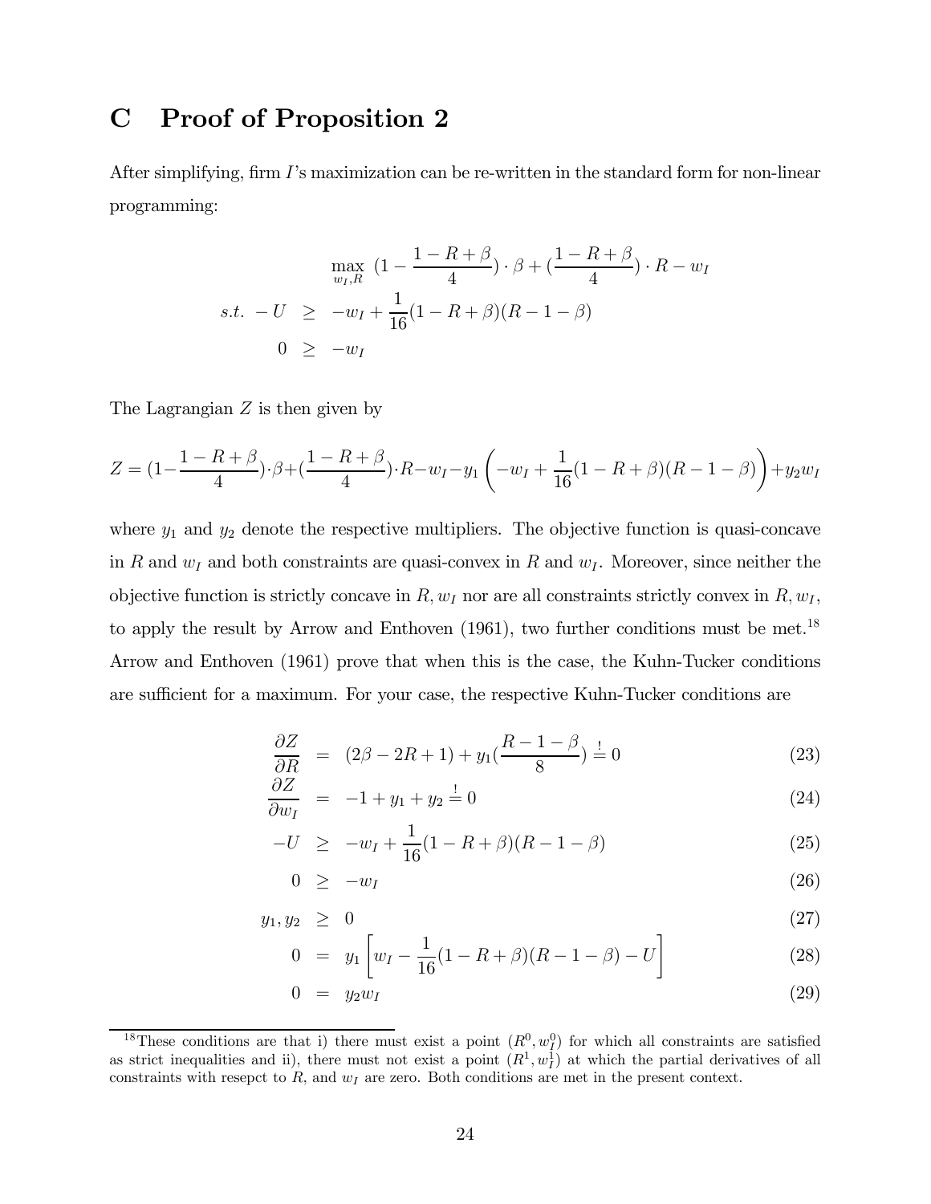# C Proof of Proposition 2

After simplifying, firm $I$'s maximization can be re-written in the standard form for non-linear programming:

$$
\begin{aligned}
& \max_{w_I, R} \ (1 - \frac{1-R+\beta}{4}) \cdot \beta + (\frac{1-R+\beta}{4}) \cdot R - w_I \\
s.t. \ -U \ & \geq \ -w_I + \frac{1}{16}(1-R+\beta)(R-1-\beta) \\
0 \ & \geq \ -w_I
\end{aligned}
$$

The Lagrangian $Z$ is then given by

$$
Z = (1 - \frac{1-R+\beta}{4}) \cdot \beta + (\frac{1-R+\beta}{4}) \cdot R - w_I - y_1 \left( -w_I + \frac{1}{16}(1-R+\beta)(R-1-\beta) \right) + y_2 w_I
$$

where $y_1$ and $y_2$ denote the respective multipliers. The objective function is quasi-concave in $R$ and $w_I$ and both constraints are quasi-convex in $R$ and $w_I$. Moreover, since neither the objective function is strictly concave in $R, w_I$ nor are all constraints strictly convex in $R, w_I$, to apply the result by Arrow and Enthoven (1961), two further conditions must be met.[18] Arrow and Enthoven (1961) prove that when this is the case, the Kuhn-Tucker conditions are sufficient for a maximum. For your case, the respective Kuhn-Tucker conditions are

$$
\frac{\partial Z}{\partial R} = (2\beta - 2R + 1) + y_1 (\frac{R-1-\beta}{8}) \stackrel{!}{=} 0 \tag{23}
$$

$$
\frac{\partial Z}{\partial w_I} = -1 + y_1 + y_2 \stackrel{!}{=} 0 \tag{24}
$$

$$
-U \geq -w_I + \frac{1}{16}(1-R+\beta)(R-1-\beta) \tag{25}
$$

$$
0 \geq -w_I \tag{26}
$$

$$
y_1, y_2 \geq 0 \tag{27}
$$

$$
0 = y_1 \left[ w_I - \frac{1}{16}(1-R+\beta)(R-1-\beta) - U \right] \tag{28}
$$

$$
0 = y_2 w_I \tag{29}
$$

[18] These conditions are that i) there must exist a point $(R^0, w_I^0)$ for which all constraints are satisfied as strict inequalities and ii), there must not exist a point $(R^1, w_I^1)$ at which the partial derivatives of all constraints with resepct to $R$, and $w_I$ are zero. Both conditions are met in the present context.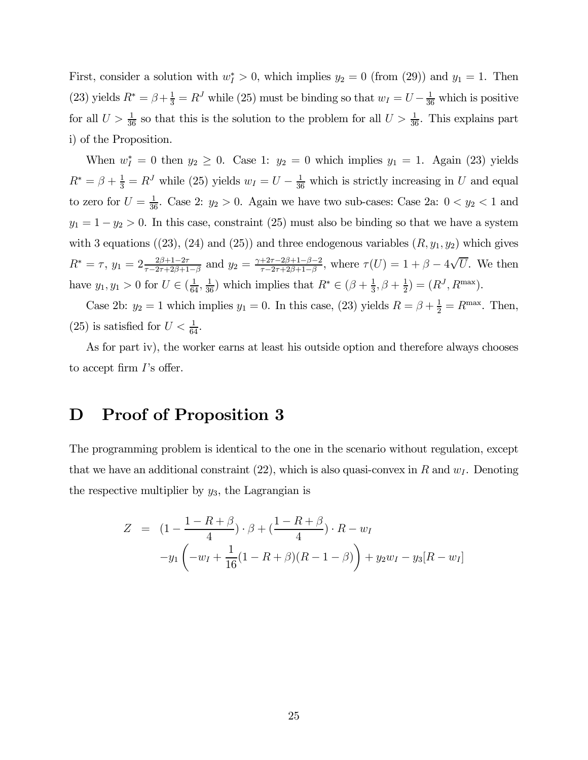First, consider a solution with $w_I^* > 0$, which implies $y_2 = 0$ (from (29)) and $y_1 = 1$. Then (23) yields $R^* = \beta + \frac{1}{3} = R^J$ while (25) must be binding so that $w_I = U - \frac{1}{36}$ which is positive for all $U > \frac{1}{36}$ so that this is the solution to the problem for all $U > \frac{1}{36}$. This explains part i) of the Proposition.

When $w_I^* = 0$ then $y_2 \geq 0$. Case 1: $y_2 = 0$ which implies $y_1 = 1$. Again (23) yields $R^* = \beta + \frac{1}{3} = R^J$ while (25) yields $w_I = U - \frac{1}{36}$ which is strictly increasing in $U$ and equal to zero for $U = \frac{1}{36}$. Case 2: $y_2 > 0$. Again we have two sub-cases: Case 2a: $0 < y_2 < 1$ and $y_1 = 1 - y_2 > 0$. In this case, constraint (25) must also be binding so that we have a system with 3 equations ((23), (24) and (25)) and three endogenous variables $(R, y_1, y_2)$ which gives $R^* = \tau$, $y_1 = 2\frac{2\beta+1-2\tau}{\tau-2\tau+2\beta+1-\beta}$ and $y_2 = \frac{\gamma+2\tau-2\beta+1-\beta-2}{\tau-2\tau+2\beta+1-\beta}$, where $\tau(U) = 1 + \beta - 4\sqrt{U}$. We then have $y_1, y_1 > 0$ for $U \in (\frac{1}{64}, \frac{1}{36})$ which implies that $R^* \in (\beta + \frac{1}{3}, \beta + \frac{1}{2}) = (R^J, R^{\max})$.

Case 2b: $y_2 = 1$ which implies $y_1 = 0$. In this case, (23) yields $R = \beta + \frac{1}{2} = R^{\max}$. Then, (25) is satisfied for $U < \frac{1}{64}$.

As for part iv), the worker earns at least his outside option and therefore always chooses to accept firm $I$'s offer.

# D Proof of Proposition 3

The programming problem is identical to the one in the scenario without regulation, except that we have an additional constraint (22), which is also quasi-convex in $R$ and $w_I$. Denoting the respective multiplier by $y_3$, the Lagrangian is

$$
\begin{aligned}
Z &= (1 - \frac{1 - R + \beta}{4}) \cdot \beta + (\frac{1 - R + \beta}{4}) \cdot R - w_I \\
&\quad - y_1 \left( -w_I + \frac{1}{16}(1 - R + \beta)(R - 1 - \beta) \right) + y_2 w_I - y_3[R - w_I]
\end{aligned}
$$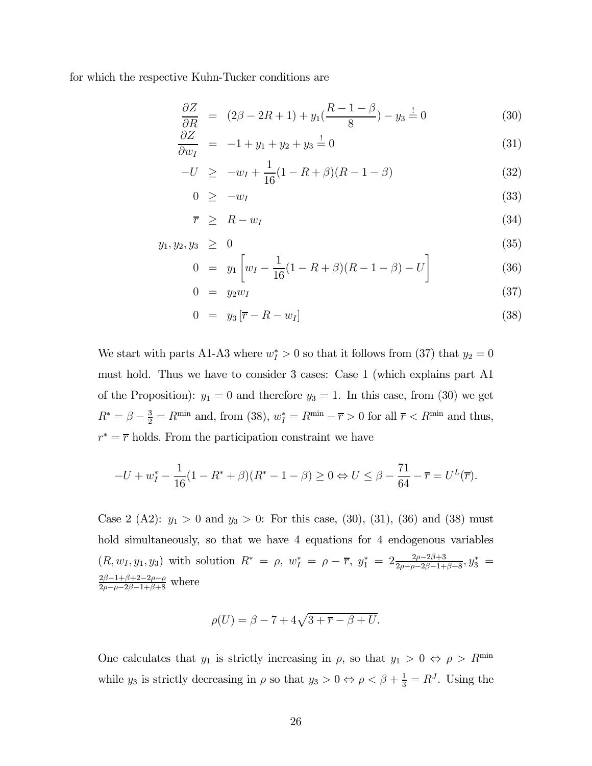for which the respective Kuhn-Tucker conditions are

$$
\begin{aligned}
\frac{\partial Z}{\partial R} &= (2\beta - 2R + 1) + y_1\left(\frac{R-1-\beta}{8}\right) - y_3 \stackrel{!}{=} 0 &(30)\\
\frac{\partial Z}{\partial w_I} &= -1 + y_1 + y_2 + y_3 \stackrel{!}{=} 0 &(31)\\
-U &\geq -w_I + \frac{1}{16}(1 - R + \beta)(R - 1 - \beta) &(32)\\
0 &\geq -w_I &(33)\\
\overline{r} &\geq R - w_I &(34)\\
y_1, y_2, y_3 &\geq 0 &(35)\\
0 &= y_1\left[w_I - \frac{1}{16}(1 - R + \beta)(R - 1 - \beta) - U\right] &(36)\\
0 &= y_2 w_I &(37)\\
0 &= y_3\left[\overline{r} - R - w_I\right] &(38)
\end{aligned}
$$

We start with parts A1-A3 where $w_I^* > 0$ so that it follows from (37) that $y_2 = 0$ must hold. Thus we have to consider 3 cases: Case 1 (which explains part A1 of the Proposition): $y_1 = 0$ and therefore $y_3 = 1$. In this case, from (30) we get $R^* = \beta - \frac{3}{2} = R^{\min}$ and, from (38), $w_I^* = R^{\min} - \overline{r} > 0$ for all $\overline{r} < R^{\min}$ and thus, $r^* = \overline{r}$ holds. From the participation constraint we have

$$
-U + w_I^* - \frac{1}{16}(1 - R^* + \beta)(R^* - 1 - \beta) \geq 0 \Leftrightarrow U \leq \beta - \frac{71}{64} - \overline{r} = U^L(\overline{r}).
$$

Case 2 (A2): $y_1 > 0$ and $y_3 > 0$: For this case, (30), (31), (36) and (38) must hold simultaneously, so that we have 4 equations for 4 endogenous variables $(R, w_I, y_1, y_3)$ with solution $R^* = \rho$, $w_I^* = \rho - \overline{r}$, $y_1^* = 2\frac{2\rho - 2\beta + 3}{2\rho - \rho - 2\beta - 1 + \beta + 8}$, $y_3^* = \frac{2\beta - 1 + \beta + 2 - 2\rho - \rho}{2\rho - \rho - 2\beta - 1 + \beta + 8}$ where

$$
\rho(U) = \beta - 7 + 4\sqrt{3 + \overline{r} - \beta + U}.
$$

One calculates that $y_1$ is strictly increasing in $\rho$, so that $y_1 > 0 \Leftrightarrow \rho > R^{\min}$ while $y_3$ is strictly decreasing in $\rho$ so that $y_3 > 0 \Leftrightarrow \rho < \beta + \frac{1}{3} = R^J$. Using the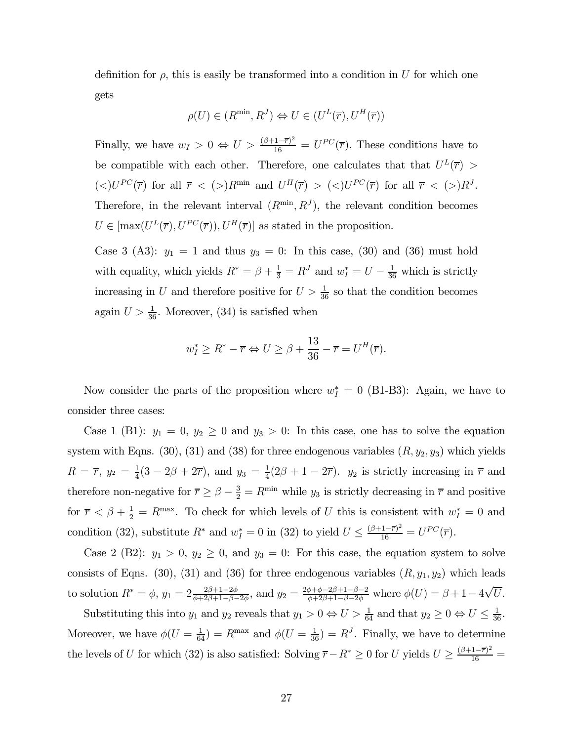definition for $\rho$, this is easily be transformed into a condition in $U$ for which one gets

$$\rho(U) \in (R^{\min}, R^J) \Leftrightarrow U \in (U^L(\overline{r}), U^H(\overline{r}))$$

Finally, we have $w_I > 0 \Leftrightarrow U > \frac{(\beta+1-\overline{r})^2}{16} = U^{PC}(\overline{r})$. These conditions have to be compatible with each other. Therefore, one calculates that that $U^L(\overline{r}) > (<) U^{PC}(\overline{r})$ for all $\overline{r} < (>) R^{\min}$ and $U^H(\overline{r}) > (<) U^{PC}(\overline{r})$ for all $\overline{r} < (>) R^J$. Therefore, in the relevant interval $(R^{\min}, R^J)$, the relevant condition becomes $U \in [\max(U^L(\overline{r}), U^{PC}(\overline{r})), U^H(\overline{r})]$ as stated in the proposition.

Case 3 (A3): $y_1 = 1$ and thus $y_3 = 0$: In this case, (30) and (36) must hold with equality, which yields $R^* = \beta + \frac{1}{3} = R^J$ and $w_I^* = U - \frac{1}{36}$ which is strictly increasing in $U$ and therefore positive for $U > \frac{1}{36}$ so that the condition becomes again $U > \frac{1}{36}$. Moreover, (34) is satisfied when

$$w_I^* \geq R^* - \overline{r} \Leftrightarrow U \geq \beta + \frac{13}{36} - \overline{r} = U^H(\overline{r}).$$

Now consider the parts of the proposition where $w_I^* = 0$ (B1-B3): Again, we have to consider three cases:

Case 1 (B1): $y_1 = 0$, $y_2 \geq 0$ and $y_3 > 0$: In this case, one has to solve the equation system with Eqns. (30), (31) and (38) for three endogenous variables $(R, y_2, y_3)$ which yields $R = \overline{r}$, $y_2 = \frac{1}{4}(3 - 2\beta + 2\overline{r})$, and $y_3 = \frac{1}{4}(2\beta + 1 - 2\overline{r})$. $y_2$ is strictly increasing in $\overline{r}$ and therefore non-negative for $\overline{r} \geq \beta - \frac{3}{2} = R^{\min}$ while $y_3$ is strictly decreasing in $\overline{r}$ and positive for $\overline{r} < \beta + \frac{1}{2} = R^{\max}$. To check for which levels of $U$ this is consistent with $w_I^* = 0$ and condition (32), substitute $R^*$ and $w_I^* = 0$ in (32) to yield $U \leq \frac{(\beta+1-\overline{r})^2}{16} = U^{PC}(\overline{r})$.

Case 2 (B2): $y_1 > 0$, $y_2 \geq 0$, and $y_3 = 0$: For this case, the equation system to solve consists of Eqns. (30), (31) and (36) for three endogenous variables $(R, y_1, y_2)$ which leads to solution $R^* = \phi$, $y_1 = 2\frac{2\beta+1-2\phi}{\phi+2\beta+1-\beta-2\phi}$, and $y_2 = \frac{2\phi+\phi-2\beta+1-\beta-2}{\phi+2\beta+1-\beta-2\phi}$ where $\phi(U) = \beta + 1 - 4\sqrt{U}$.

Substituting this into $y_1$ and $y_2$ reveals that $y_1 > 0 \Leftrightarrow U > \frac{1}{64}$ and that $y_2 \geq 0 \Leftrightarrow U \leq \frac{1}{36}$. Moreover, we have $\phi(U = \frac{1}{64}) = R^{\max}$ and $\phi(U = \frac{1}{36}) = R^J$. Finally, we have to determine the levels of $U$ for which (32) is also satisfied: Solving $\overline{r} - R^* \geq 0$ for $U$ yields $U \geq \frac{(\beta+1-\overline{r})^2}{16} =$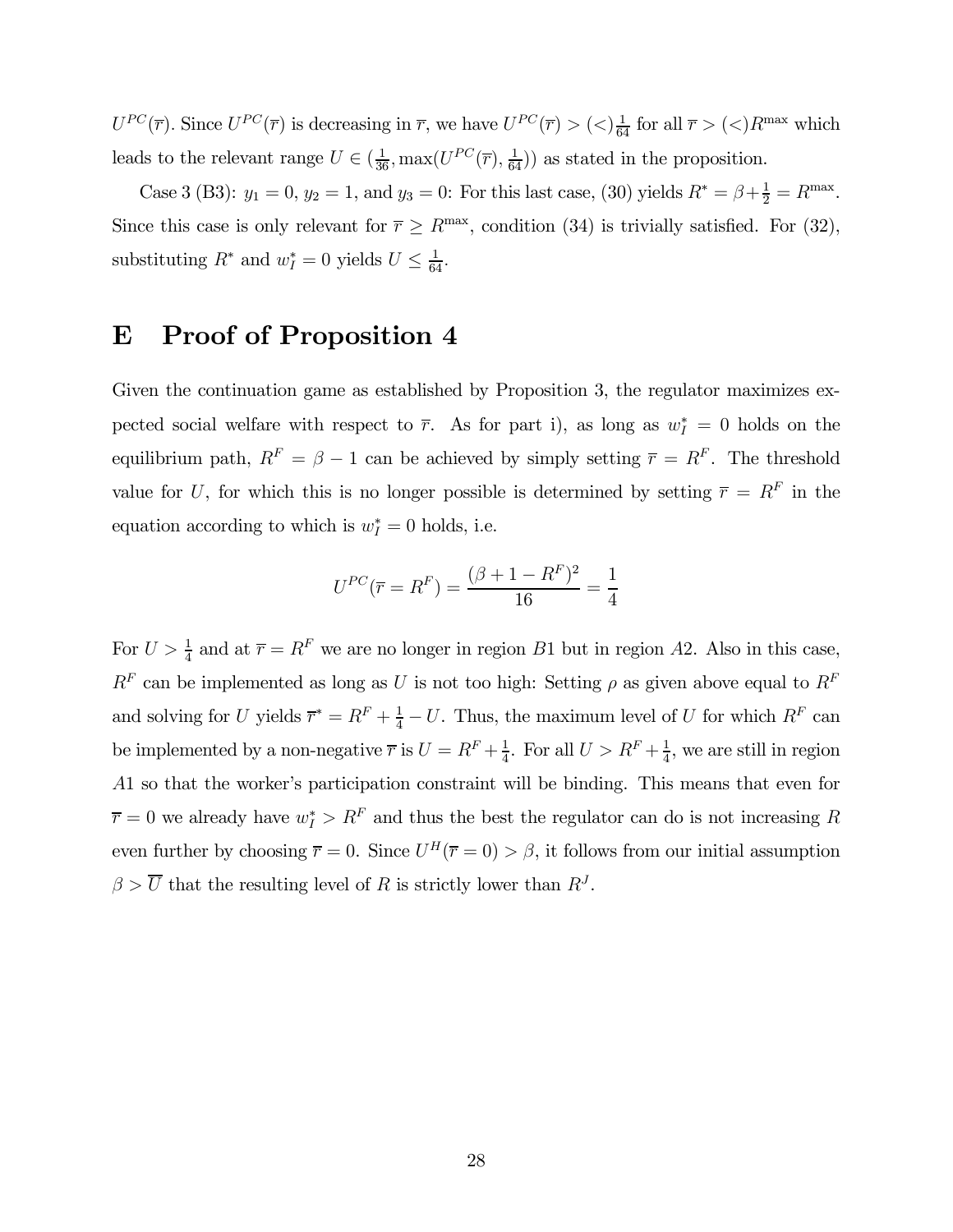$U^{PC}(\overline{r})$. Since $U^{PC}(\overline{r})$ is decreasing in $\overline{r}$, we have $U^{PC}(\overline{r}) > (<)\frac{1}{64}$ for all $\overline{r} > (<)R^{\max}$ which leads to the relevant range $U \in (\frac{1}{36}, \max(U^{PC}(\overline{r}), \frac{1}{64}))$ as stated in the proposition.

Case 3 (B3): $y_1 = 0$, $y_2 = 1$, and $y_3 = 0$: For this last case, (30) yields $R^* = \beta + \frac{1}{2} = R^{\max}$. Since this case is only relevant for $\overline{r} \geq R^{\max}$, condition (34) is trivially satisfied. For (32), substituting $R^*$ and $w_I^* = 0$ yields $U \leq \frac{1}{64}$.

# E Proof of Proposition 4

Given the continuation game as established by Proposition 3, the regulator maximizes expected social welfare with respect to $\overline{r}$. As for part i), as long as $w_I^* = 0$ holds on the equilibrium path, $R^F = \beta - 1$ can be achieved by simply setting $\overline{r} = R^F$. The threshold value for $U$, for which this is no longer possible is determined by setting $\overline{r} = R^F$ in the equation according to which is $w_I^* = 0$ holds, i.e.

$$U^{PC}(\overline{r} = R^F) = \frac{(\beta + 1 - R^F)^2}{16} = \frac{1}{4}$$

For $U > \frac{1}{4}$ and at $\overline{r} = R^F$ we are no longer in region $B1$ but in region $A2$. Also in this case, $R^F$ can be implemented as long as $U$ is not too high: Setting $\rho$ as given above equal to $R^F$ and solving for $U$ yields $\overline{r}^* = R^F + \frac{1}{4} - U$. Thus, the maximum level of $U$ for which $R^F$ can be implemented by a non-negative $\overline{r}$ is $U = R^F + \frac{1}{4}$. For all $U > R^F + \frac{1}{4}$, we are still in region $A1$ so that the worker's participation constraint will be binding. This means that even for $\overline{r} = 0$ we already have $w_I^* > R^F$ and thus the best the regulator can do is not increasing $R$ even further by choosing $\overline{r} = 0$. Since $U^H(\overline{r} = 0) > \beta$, it follows from our initial assumption $\beta > \overline{U}$ that the resulting level of $R$ is strictly lower than $R^J$.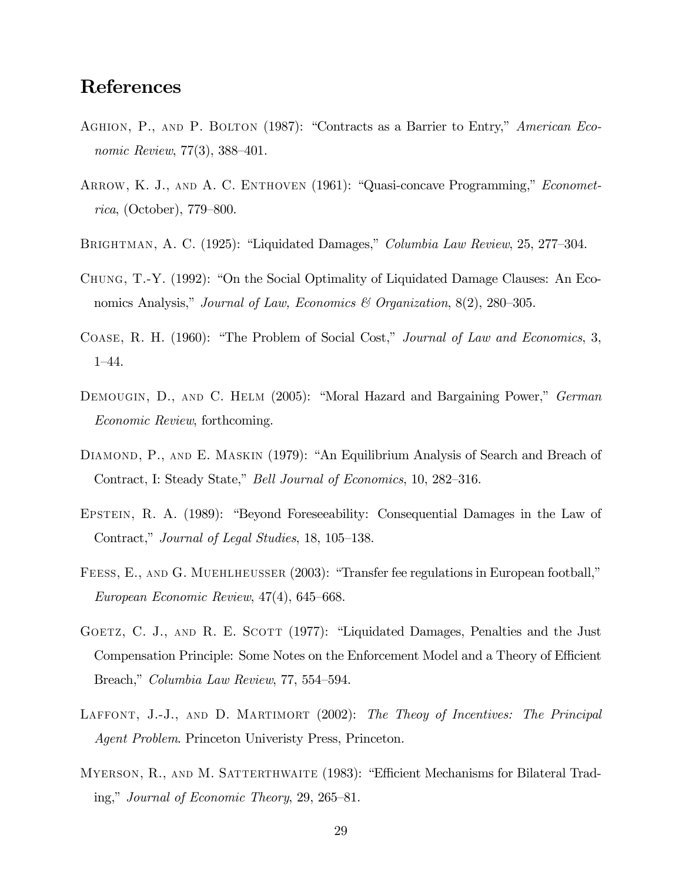## References

Aghion, P., and P. Bolton (1987): "Contracts as a Barrier to Entry," *American Economic Review*, 77(3), 388–401.

Arrow, K. J., and A. C. Enthoven (1961): "Quasi-concave Programming," *Econometrica*, (October), 779–800.

Brightman, A. C. (1925): "Liquidated Damages," *Columbia Law Review*, 25, 277–304.

Chung, T.-Y. (1992): "On the Social Optimality of Liquidated Damage Clauses: An Economics Analysis," *Journal of Law, Economics & Organization*, 8(2), 280–305.

Coase, R. H. (1960): "The Problem of Social Cost," *Journal of Law and Economics*, 3, 1–44.

Demougin, D., and C. Helm (2005): "Moral Hazard and Bargaining Power," *German Economic Review*, forthcoming.

Diamond, P., and E. Maskin (1979): "An Equilibrium Analysis of Search and Breach of Contract, I: Steady State," *Bell Journal of Economics*, 10, 282–316.

Epstein, R. A. (1989): "Beyond Foreseeability: Consequential Damages in the Law of Contract," *Journal of Legal Studies*, 18, 105–138.

Feess, E., and G. Muehlheusser (2003): "Transfer fee regulations in European football," *European Economic Review*, 47(4), 645–668.

Goetz, C. J., and R. E. Scott (1977): "Liquidated Damages, Penalties and the Just Compensation Principle: Some Notes on the Enforcement Model and a Theory of Efficient Breach," *Columbia Law Review*, 77, 554–594.

Laffont, J.-J., and D. Martimort (2002): *The Theoy of Incentives: The Principal Agent Problem*. Princeton Univeristy Press, Princeton.

Myerson, R., and M. Satterthwaite (1983): "Efficient Mechanisms for Bilateral Trading," *Journal of Economic Theory*, 29, 265–81.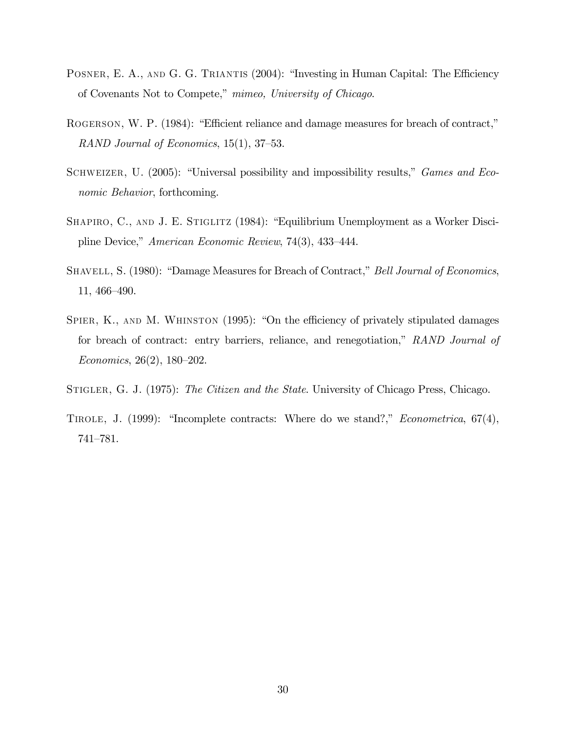Posner, E. A., and G. G. Triantis (2004): "Investing in Human Capital: The Efficiency of Covenants Not to Compete," *mimeo, University of Chicago*.

Rogerson, W. P. (1984): "Efficient reliance and damage measures for breach of contract," *RAND Journal of Economics*, 15(1), 37–53.

Schweizer, U. (2005): "Universal possibility and impossibility results," *Games and Economic Behavior*, forthcoming.

Shapiro, C., and J. E. Stiglitz (1984): "Equilibrium Unemployment as a Worker Discipline Device," *American Economic Review*, 74(3), 433–444.

Shavell, S. (1980): "Damage Measures for Breach of Contract," *Bell Journal of Economics*, 11, 466–490.

Spier, K., and M. Whinston (1995): "On the efficiency of privately stipulated damages for breach of contract: entry barriers, reliance, and renegotiation," *RAND Journal of Economics*, 26(2), 180–202.

Stigler, G. J. (1975): *The Citizen and the State*. University of Chicago Press, Chicago.

Tirole, J. (1999): "Incomplete contracts: Where do we stand?," *Econometrica*, 67(4), 741–781.